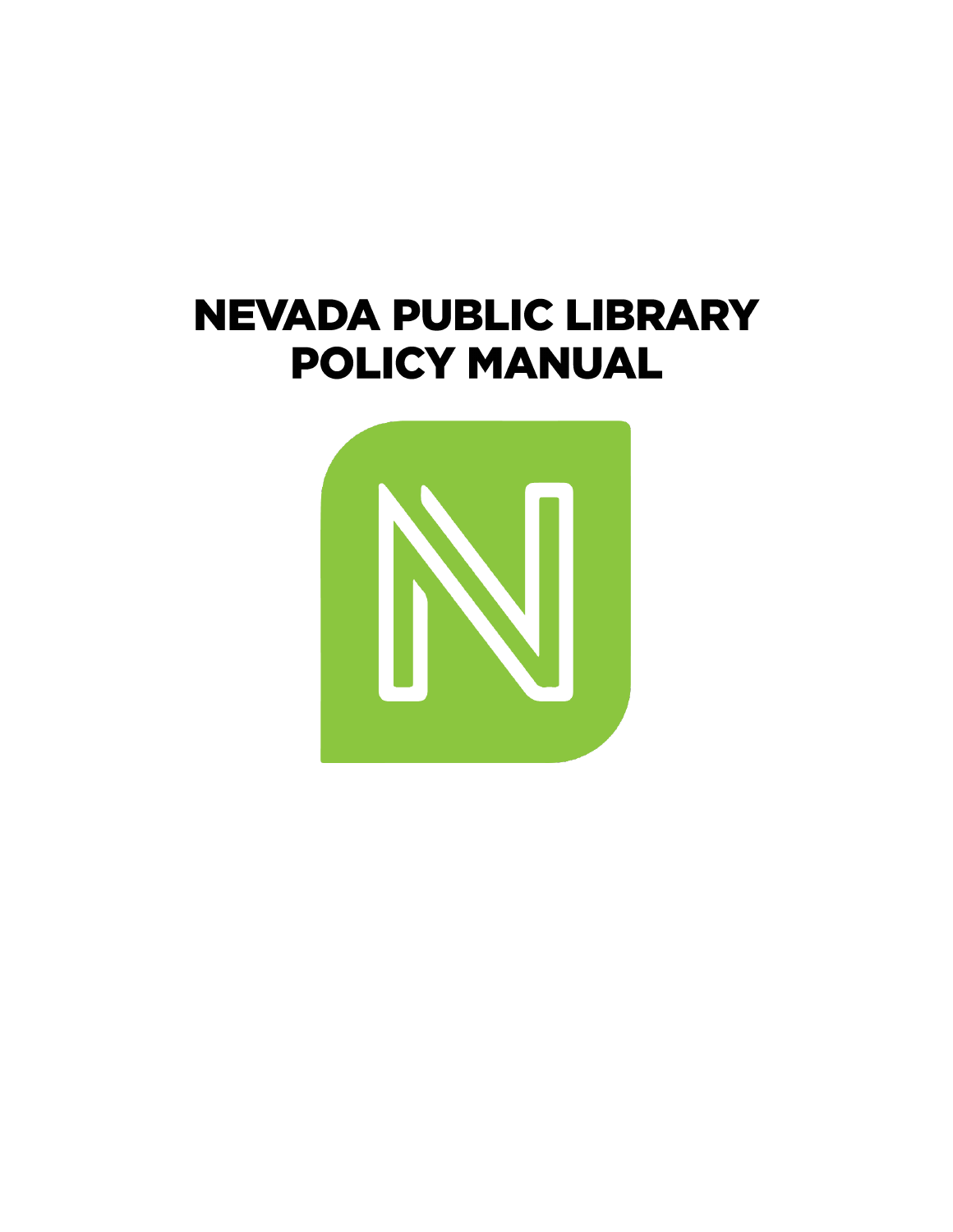# NEVADA PUBLIC LIBRARY POLICY MANUAL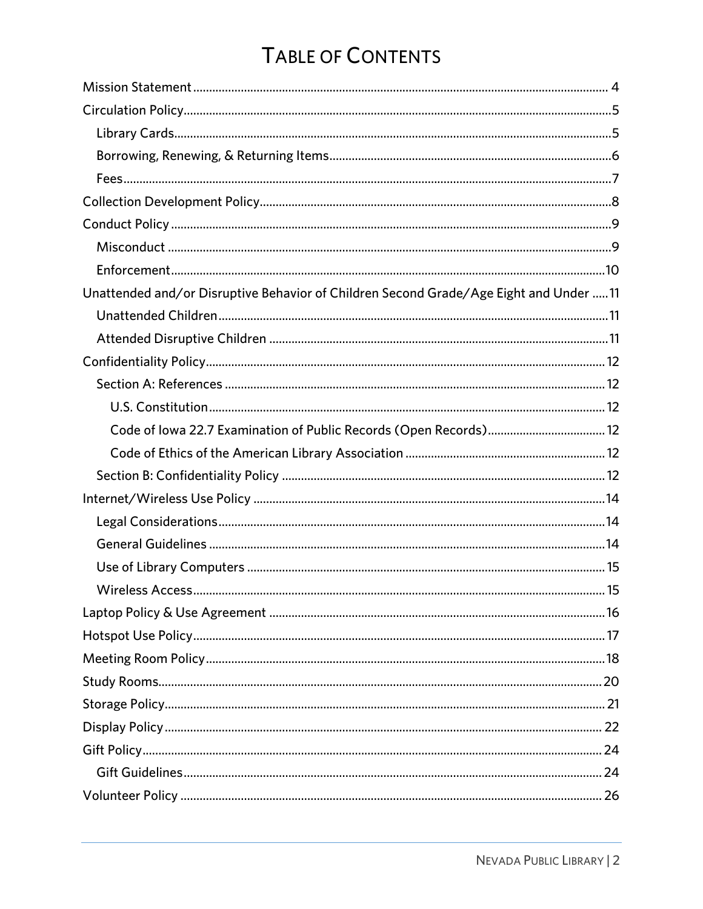# Table of Contents

- Mission Statement ..... 4
- Circulation Policy ..... 5
  - Library Cards ..... 5
  - Borrowing, Renewing, & Returning Items ..... 6
  - Fees ..... 7
- Collection Development Policy ..... 8
- Conduct Policy ..... 9
  - Misconduct ..... 9
  - Enforcement ..... 10
- Unattended and/or Disruptive Behavior of Children Second Grade/Age Eight and Under ..... 11
  - Unattended Children ..... 11
  - Attended Disruptive Children ..... 11
- Confidentiality Policy ..... 12
  - Section A: References ..... 12
    - U.S. Constitution ..... 12
    - Code of Iowa 22.7 Examination of Public Records (Open Records) ..... 12
    - Code of Ethics of the American Library Association ..... 12
  - Section B: Confidentiality Policy ..... 12
- Internet/Wireless Use Policy ..... 14
  - Legal Considerations ..... 14
  - General Guidelines ..... 14
  - Use of Library Computers ..... 15
  - Wireless Access ..... 15
- Laptop Policy & Use Agreement ..... 16
- Hotspot Use Policy ..... 17
- Meeting Room Policy ..... 18
- Study Rooms ..... 20
- Storage Policy ..... 21
- Display Policy ..... 22
- Gift Policy ..... 24
  - Gift Guidelines ..... 24
- Volunteer Policy ..... 26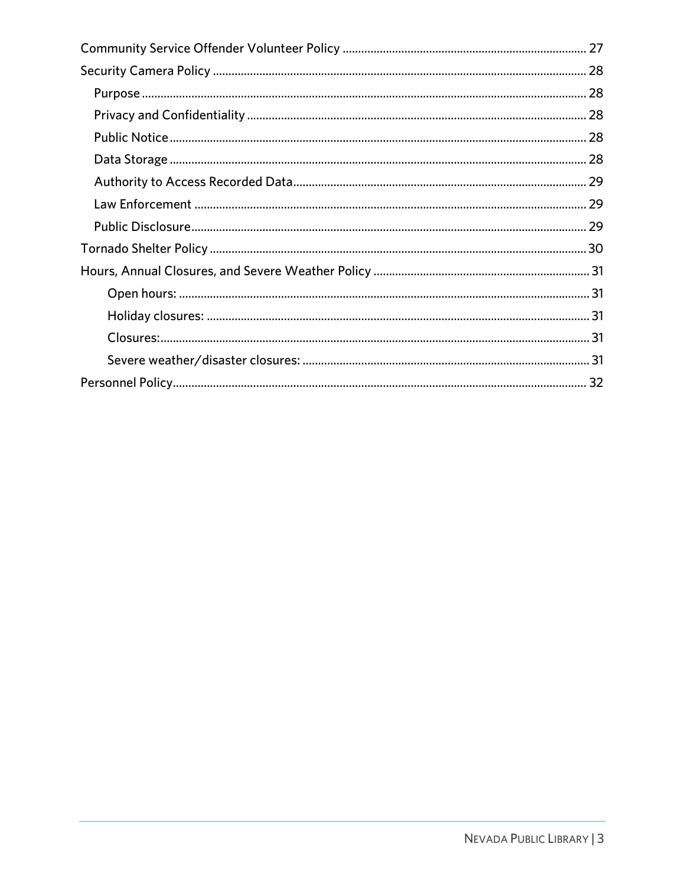Community Service Offender Volunteer Policy ............................................................................ 27
Security Camera Policy ........................................................................................................ 28
  Purpose ........................................................................................................................... 28
  Privacy and Confidentiality ............................................................................................... 28
  Public Notice ................................................................................................................... 28
  Data Storage ................................................................................................................... 28
  Authority to Access Recorded Data ................................................................................... 29
  Law Enforcement ............................................................................................................ 29
  Public Disclosure .............................................................................................................. 29
Tornado Shelter Policy ......................................................................................................... 30
Hours, Annual Closures, and Severe Weather Policy .............................................................. 31
    Open hours: .................................................................................................................. 31
    Holiday closures: ........................................................................................................... 31
    Closures: ....................................................................................................................... 31
    Severe weather/disaster closures: .................................................................................. 31
Personnel Policy .................................................................................................................. 32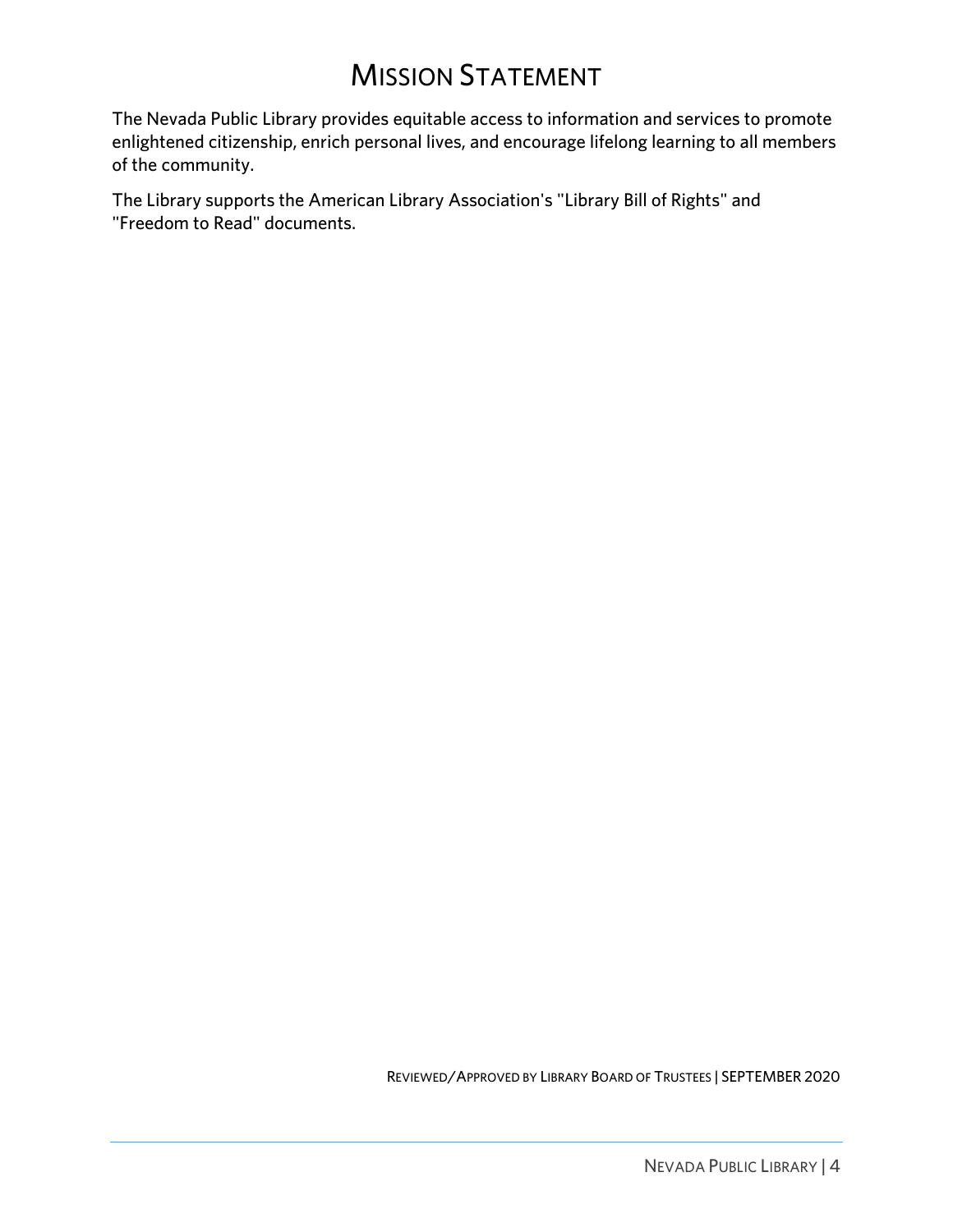# Mission Statement

The Nevada Public Library provides equitable access to information and services to promote enlightened citizenship, enrich personal lives, and encourage lifelong learning to all members of the community.

The Library supports the American Library Association's "Library Bill of Rights" and "Freedom to Read" documents.

Reviewed/Approved by Library Board of Trustees | SEPTEMBER 2020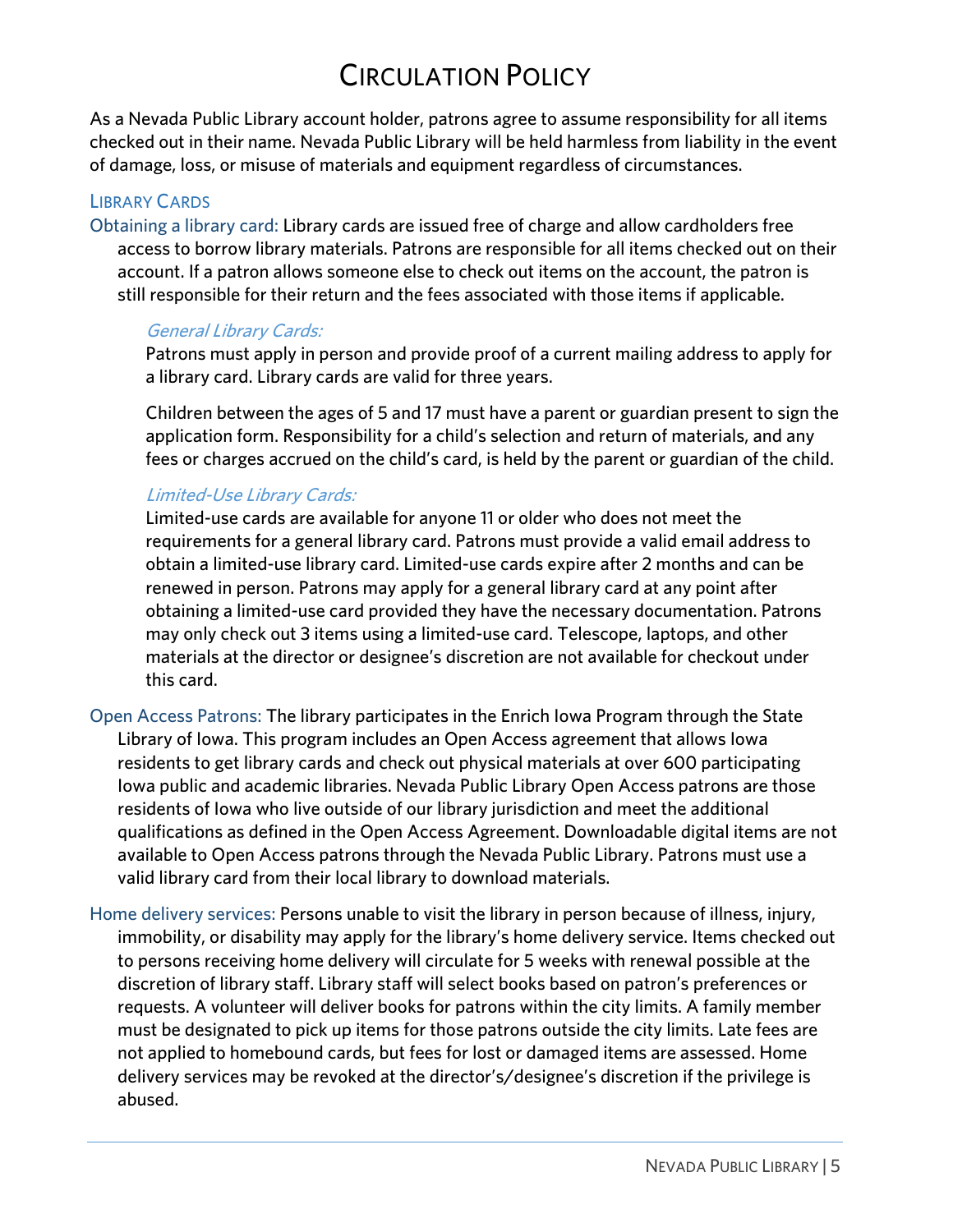# Circulation Policy

As a Nevada Public Library account holder, patrons agree to assume responsibility for all items checked out in their name. Nevada Public Library will be held harmless from liability in the event of damage, loss, or misuse of materials and equipment regardless of circumstances.

## Library Cards

**Obtaining a library card:** Library cards are issued free of charge and allow cardholders free access to borrow library materials. Patrons are responsible for all items checked out on their account. If a patron allows someone else to check out items on the account, the patron is still responsible for their return and the fees associated with those items if applicable.

### *General Library Cards:*

Patrons must apply in person and provide proof of a current mailing address to apply for a library card. Library cards are valid for three years.

Children between the ages of 5 and 17 must have a parent or guardian present to sign the application form. Responsibility for a child's selection and return of materials, and any fees or charges accrued on the child's card, is held by the parent or guardian of the child.

### *Limited-Use Library Cards:*

Limited-use cards are available for anyone 11 or older who does not meet the requirements for a general library card. Patrons must provide a valid email address to obtain a limited-use library card. Limited-use cards expire after 2 months and can be renewed in person. Patrons may apply for a general library card at any point after obtaining a limited-use card provided they have the necessary documentation. Patrons may only check out 3 items using a limited-use card. Telescope, laptops, and other materials at the director or designee's discretion are not available for checkout under this card.

**Open Access Patrons:** The library participates in the Enrich Iowa Program through the State Library of Iowa. This program includes an Open Access agreement that allows Iowa residents to get library cards and check out physical materials at over 600 participating Iowa public and academic libraries. Nevada Public Library Open Access patrons are those residents of Iowa who live outside of our library jurisdiction and meet the additional qualifications as defined in the Open Access Agreement. Downloadable digital items are not available to Open Access patrons through the Nevada Public Library. Patrons must use a valid library card from their local library to download materials.

**Home delivery services:** Persons unable to visit the library in person because of illness, injury, immobility, or disability may apply for the library's home delivery service. Items checked out to persons receiving home delivery will circulate for 5 weeks with renewal possible at the discretion of library staff. Library staff will select books based on patron's preferences or requests. A volunteer will deliver books for patrons within the city limits. A family member must be designated to pick up items for those patrons outside the city limits. Late fees are not applied to homebound cards, but fees for lost or damaged items are assessed. Home delivery services may be revoked at the director's/designee's discretion if the privilege is abused.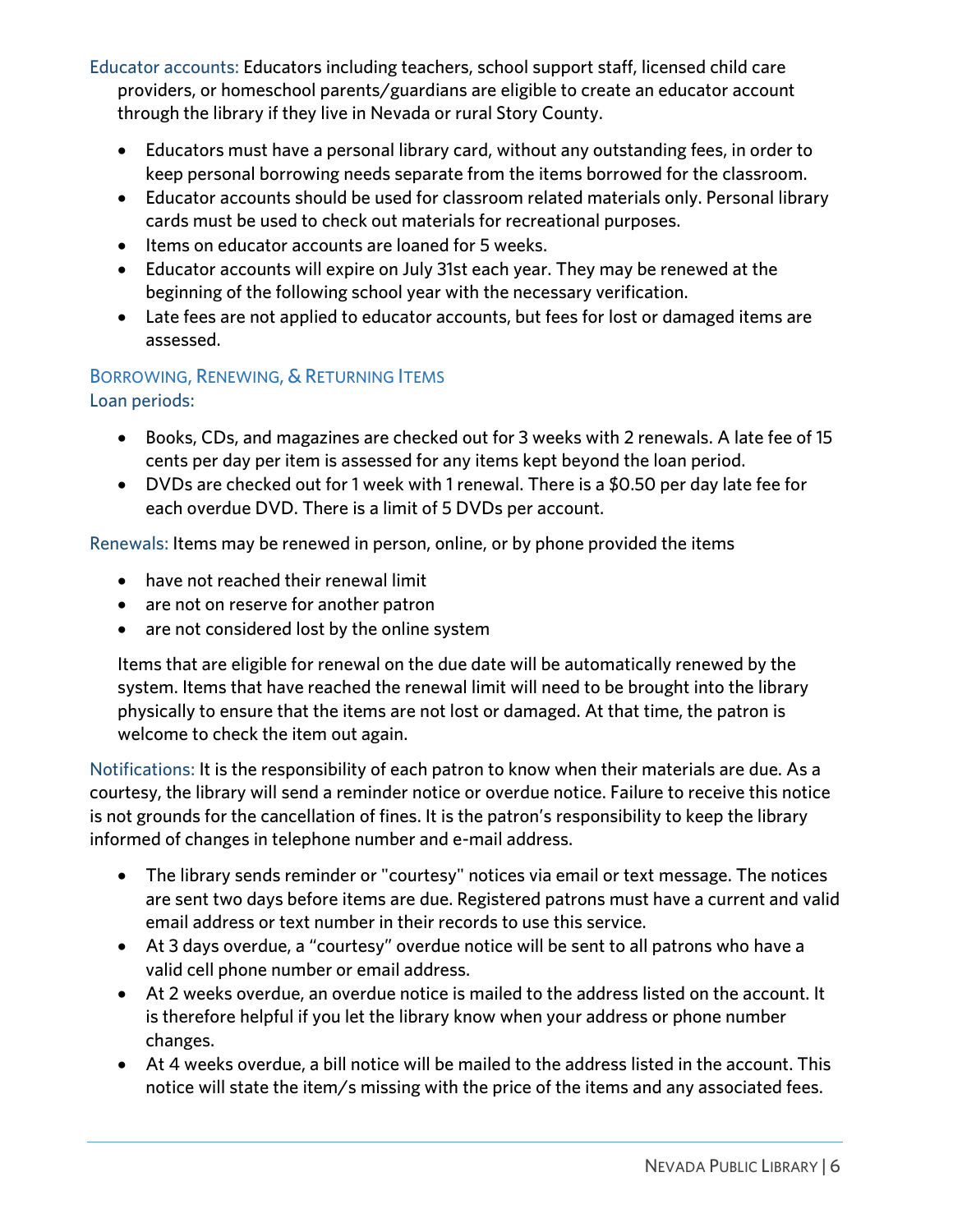Educator accounts: Educators including teachers, school support staff, licensed child care providers, or homeschool parents/guardians are eligible to create an educator account through the library if they live in Nevada or rural Story County.

- Educators must have a personal library card, without any outstanding fees, in order to keep personal borrowing needs separate from the items borrowed for the classroom.
- Educator accounts should be used for classroom related materials only. Personal library cards must be used to check out materials for recreational purposes.
- Items on educator accounts are loaned for 5 weeks.
- Educator accounts will expire on July 31st each year. They may be renewed at the beginning of the following school year with the necessary verification.
- Late fees are not applied to educator accounts, but fees for lost or damaged items are assessed.

## Borrowing, Renewing, & Returning Items

Loan periods:

- Books, CDs, and magazines are checked out for 3 weeks with 2 renewals. A late fee of 15 cents per day per item is assessed for any items kept beyond the loan period.
- DVDs are checked out for 1 week with 1 renewal. There is a $0.50 per day late fee for each overdue DVD. There is a limit of 5 DVDs per account.

Renewals: Items may be renewed in person, online, or by phone provided the items

- have not reached their renewal limit
- are not on reserve for another patron
- are not considered lost by the online system

Items that are eligible for renewal on the due date will be automatically renewed by the system. Items that have reached the renewal limit will need to be brought into the library physically to ensure that the items are not lost or damaged. At that time, the patron is welcome to check the item out again.

Notifications: It is the responsibility of each patron to know when their materials are due. As a courtesy, the library will send a reminder notice or overdue notice. Failure to receive this notice is not grounds for the cancellation of fines. It is the patron's responsibility to keep the library informed of changes in telephone number and e-mail address.

- The library sends reminder or "courtesy" notices via email or text message. The notices are sent two days before items are due. Registered patrons must have a current and valid email address or text number in their records to use this service.
- At 3 days overdue, a "courtesy" overdue notice will be sent to all patrons who have a valid cell phone number or email address.
- At 2 weeks overdue, an overdue notice is mailed to the address listed on the account. It is therefore helpful if you let the library know when your address or phone number changes.
- At 4 weeks overdue, a bill notice will be mailed to the address listed in the account. This notice will state the item/s missing with the price of the items and any associated fees.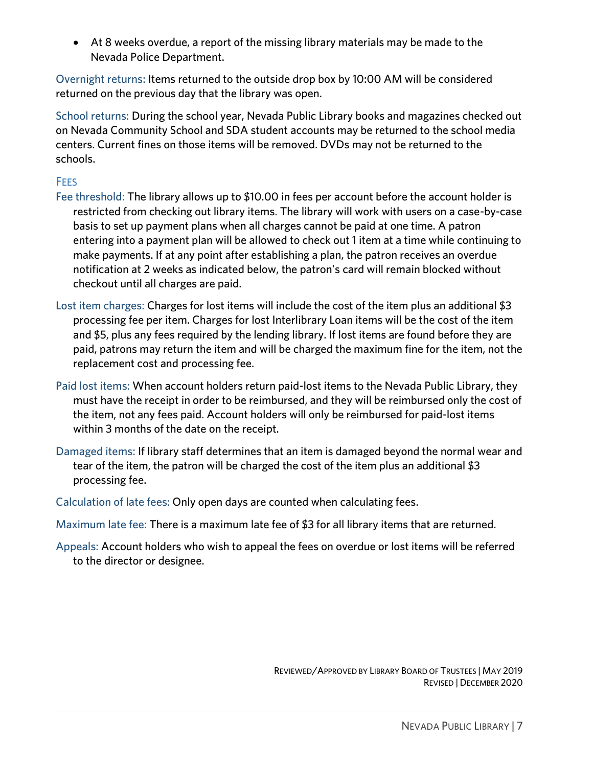- At 8 weeks overdue, a report of the missing library materials may be made to the Nevada Police Department.

Overnight returns: Items returned to the outside drop box by 10:00 AM will be considered returned on the previous day that the library was open.

School returns: During the school year, Nevada Public Library books and magazines checked out on Nevada Community School and SDA student accounts may be returned to the school media centers. Current fines on those items will be removed. DVDs may not be returned to the schools.

### Fees

Fee threshold: The library allows up to $10.00 in fees per account before the account holder is restricted from checking out library items. The library will work with users on a case-by-case basis to set up payment plans when all charges cannot be paid at one time. A patron entering into a payment plan will be allowed to check out 1 item at a time while continuing to make payments. If at any point after establishing a plan, the patron receives an overdue notification at 2 weeks as indicated below, the patron's card will remain blocked without checkout until all charges are paid.

Lost item charges: Charges for lost items will include the cost of the item plus an additional $3 processing fee per item. Charges for lost Interlibrary Loan items will be the cost of the item and $5, plus any fees required by the lending library. If lost items are found before they are paid, patrons may return the item and will be charged the maximum fine for the item, not the replacement cost and processing fee.

Paid lost items: When account holders return paid-lost items to the Nevada Public Library, they must have the receipt in order to be reimbursed, and they will be reimbursed only the cost of the item, not any fees paid. Account holders will only be reimbursed for paid-lost items within 3 months of the date on the receipt.

Damaged items: If library staff determines that an item is damaged beyond the normal wear and tear of the item, the patron will be charged the cost of the item plus an additional $3 processing fee.

Calculation of late fees: Only open days are counted when calculating fees.

Maximum late fee: There is a maximum late fee of $3 for all library items that are returned.

Appeals: Account holders who wish to appeal the fees on overdue or lost items will be referred to the director or designee.

Reviewed/Approved by Library Board of Trustees | May 2019
Revised | December 2020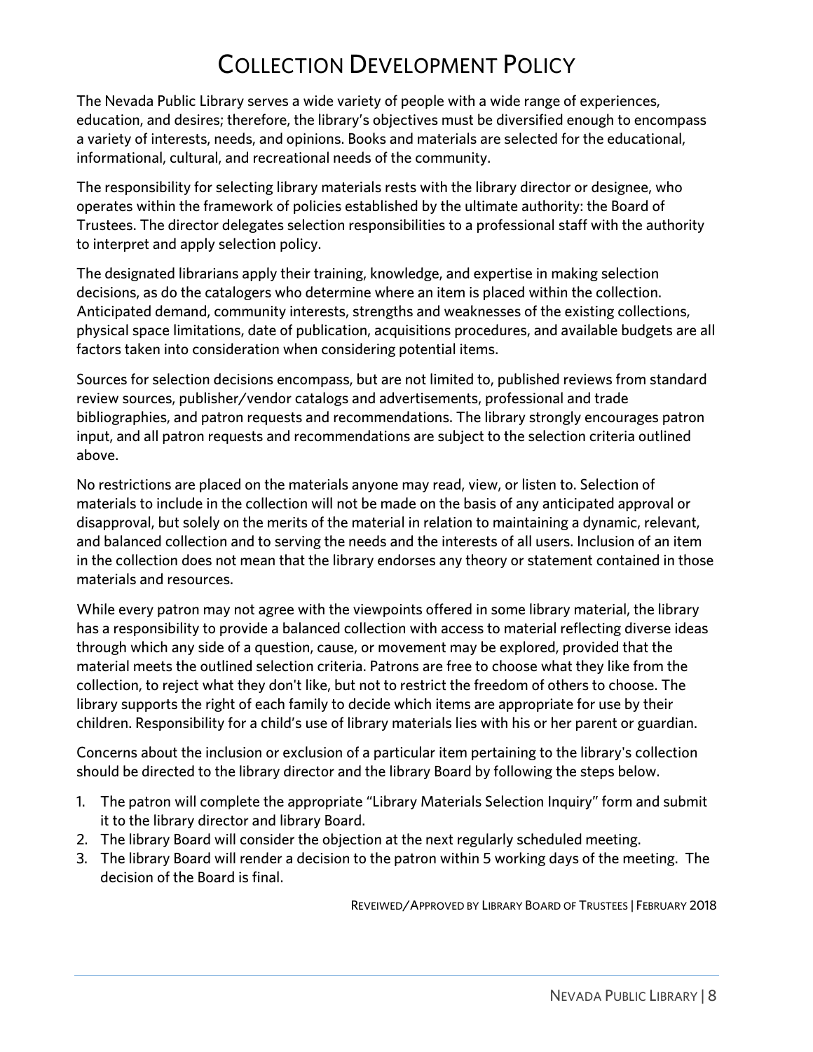# Collection Development Policy

The Nevada Public Library serves a wide variety of people with a wide range of experiences, education, and desires; therefore, the library's objectives must be diversified enough to encompass a variety of interests, needs, and opinions. Books and materials are selected for the educational, informational, cultural, and recreational needs of the community.

The responsibility for selecting library materials rests with the library director or designee, who operates within the framework of policies established by the ultimate authority: the Board of Trustees. The director delegates selection responsibilities to a professional staff with the authority to interpret and apply selection policy.

The designated librarians apply their training, knowledge, and expertise in making selection decisions, as do the catalogers who determine where an item is placed within the collection. Anticipated demand, community interests, strengths and weaknesses of the existing collections, physical space limitations, date of publication, acquisitions procedures, and available budgets are all factors taken into consideration when considering potential items.

Sources for selection decisions encompass, but are not limited to, published reviews from standard review sources, publisher/vendor catalogs and advertisements, professional and trade bibliographies, and patron requests and recommendations. The library strongly encourages patron input, and all patron requests and recommendations are subject to the selection criteria outlined above.

No restrictions are placed on the materials anyone may read, view, or listen to. Selection of materials to include in the collection will not be made on the basis of any anticipated approval or disapproval, but solely on the merits of the material in relation to maintaining a dynamic, relevant, and balanced collection and to serving the needs and the interests of all users. Inclusion of an item in the collection does not mean that the library endorses any theory or statement contained in those materials and resources.

While every patron may not agree with the viewpoints offered in some library material, the library has a responsibility to provide a balanced collection with access to material reflecting diverse ideas through which any side of a question, cause, or movement may be explored, provided that the material meets the outlined selection criteria. Patrons are free to choose what they like from the collection, to reject what they don't like, but not to restrict the freedom of others to choose. The library supports the right of each family to decide which items are appropriate for use by their children. Responsibility for a child's use of library materials lies with his or her parent or guardian.

Concerns about the inclusion or exclusion of a particular item pertaining to the library's collection should be directed to the library director and the library Board by following the steps below.

1. The patron will complete the appropriate "Library Materials Selection Inquiry" form and submit it to the library director and library Board.
2. The library Board will consider the objection at the next regularly scheduled meeting.
3. The library Board will render a decision to the patron within 5 working days of the meeting. The decision of the Board is final.

Reveiwed/Approved by Library Board of Trustees | February 2018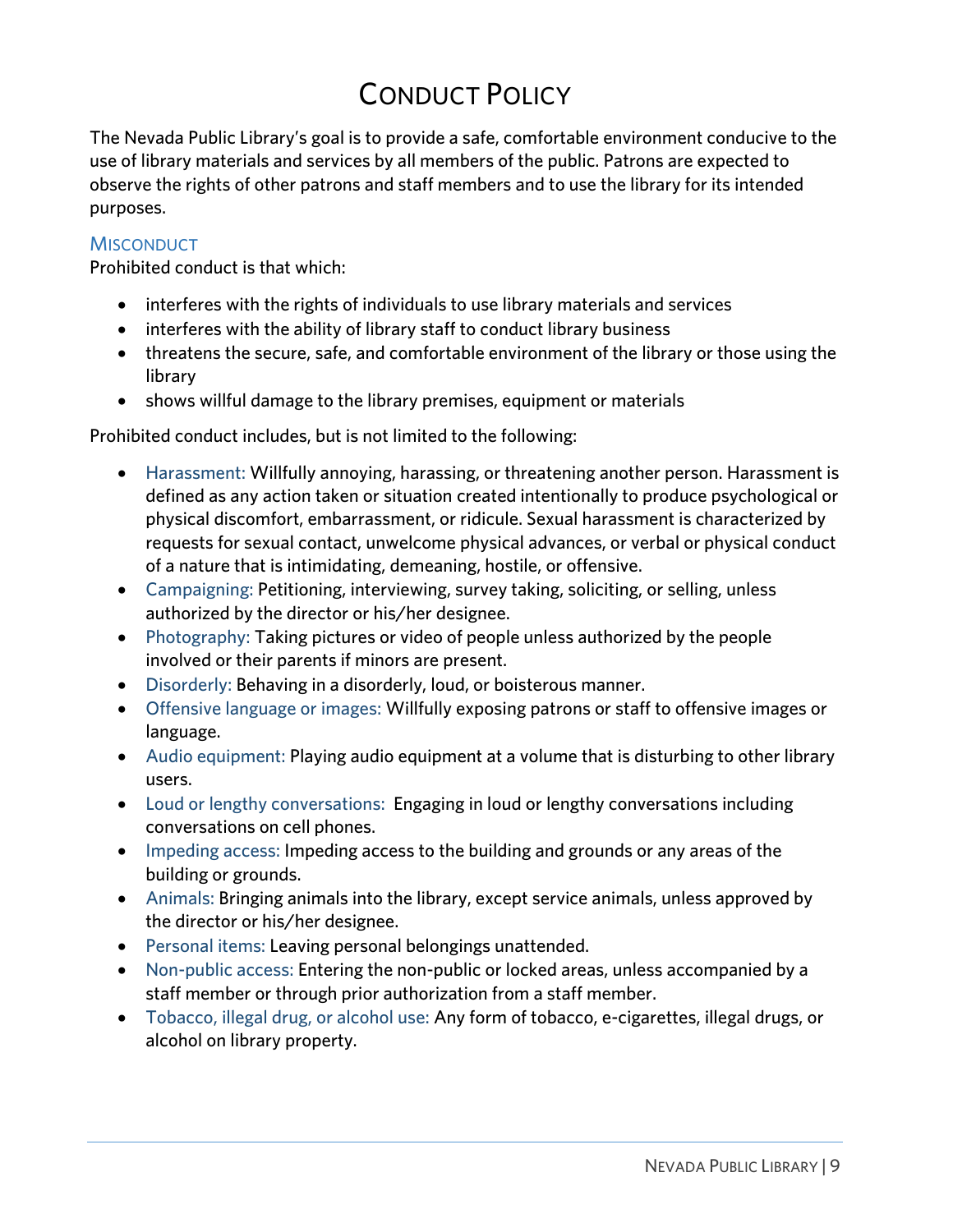# Conduct Policy

The Nevada Public Library's goal is to provide a safe, comfortable environment conducive to the use of library materials and services by all members of the public. Patrons are expected to observe the rights of other patrons and staff members and to use the library for its intended purposes.

## Misconduct

Prohibited conduct is that which:

- interferes with the rights of individuals to use library materials and services
- interferes with the ability of library staff to conduct library business
- threatens the secure, safe, and comfortable environment of the library or those using the library
- shows willful damage to the library premises, equipment or materials

Prohibited conduct includes, but is not limited to the following:

- Harassment: Willfully annoying, harassing, or threatening another person. Harassment is defined as any action taken or situation created intentionally to produce psychological or physical discomfort, embarrassment, or ridicule. Sexual harassment is characterized by requests for sexual contact, unwelcome physical advances, or verbal or physical conduct of a nature that is intimidating, demeaning, hostile, or offensive.
- Campaigning: Petitioning, interviewing, survey taking, soliciting, or selling, unless authorized by the director or his/her designee.
- Photography: Taking pictures or video of people unless authorized by the people involved or their parents if minors are present.
- Disorderly: Behaving in a disorderly, loud, or boisterous manner.
- Offensive language or images: Willfully exposing patrons or staff to offensive images or language.
- Audio equipment: Playing audio equipment at a volume that is disturbing to other library users.
- Loud or lengthy conversations: Engaging in loud or lengthy conversations including conversations on cell phones.
- Impeding access: Impeding access to the building and grounds or any areas of the building or grounds.
- Animals: Bringing animals into the library, except service animals, unless approved by the director or his/her designee.
- Personal items: Leaving personal belongings unattended.
- Non-public access: Entering the non-public or locked areas, unless accompanied by a staff member or through prior authorization from a staff member.
- Tobacco, illegal drug, or alcohol use: Any form of tobacco, e-cigarettes, illegal drugs, or alcohol on library property.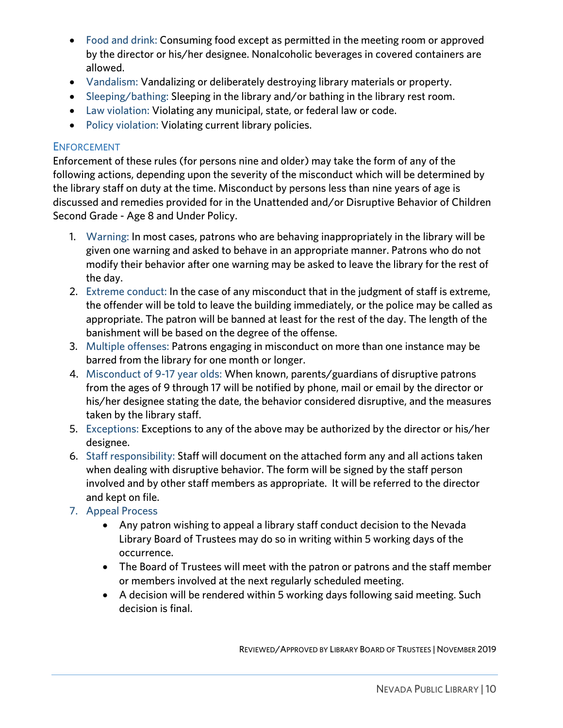- Food and drink: Consuming food except as permitted in the meeting room or approved by the director or his/her designee. Nonalcoholic beverages in covered containers are allowed.
- Vandalism: Vandalizing or deliberately destroying library materials or property.
- Sleeping/bathing: Sleeping in the library and/or bathing in the library rest room.
- Law violation: Violating any municipal, state, or federal law or code.
- Policy violation: Violating current library policies.

### Enforcement

Enforcement of these rules (for persons nine and older) may take the form of any of the following actions, depending upon the severity of the misconduct which will be determined by the library staff on duty at the time. Misconduct by persons less than nine years of age is discussed and remedies provided for in the Unattended and/or Disruptive Behavior of Children Second Grade - Age 8 and Under Policy.

1. Warning: In most cases, patrons who are behaving inappropriately in the library will be given one warning and asked to behave in an appropriate manner. Patrons who do not modify their behavior after one warning may be asked to leave the library for the rest of the day.
2. Extreme conduct: In the case of any misconduct that in the judgment of staff is extreme, the offender will be told to leave the building immediately, or the police may be called as appropriate. The patron will be banned at least for the rest of the day. The length of the banishment will be based on the degree of the offense.
3. Multiple offenses: Patrons engaging in misconduct on more than one instance may be barred from the library for one month or longer.
4. Misconduct of 9-17 year olds: When known, parents/guardians of disruptive patrons from the ages of 9 through 17 will be notified by phone, mail or email by the director or his/her designee stating the date, the behavior considered disruptive, and the measures taken by the library staff.
5. Exceptions: Exceptions to any of the above may be authorized by the director or his/her designee.
6. Staff responsibility: Staff will document on the attached form any and all actions taken when dealing with disruptive behavior. The form will be signed by the staff person involved and by other staff members as appropriate. It will be referred to the director and kept on file.
7. Appeal Process
   - Any patron wishing to appeal a library staff conduct decision to the Nevada Library Board of Trustees may do so in writing within 5 working days of the occurrence.
   - The Board of Trustees will meet with the patron or patrons and the staff member or members involved at the next regularly scheduled meeting.
   - A decision will be rendered within 5 working days following said meeting. Such decision is final.

Reviewed/Approved by Library Board of Trustees | November 2019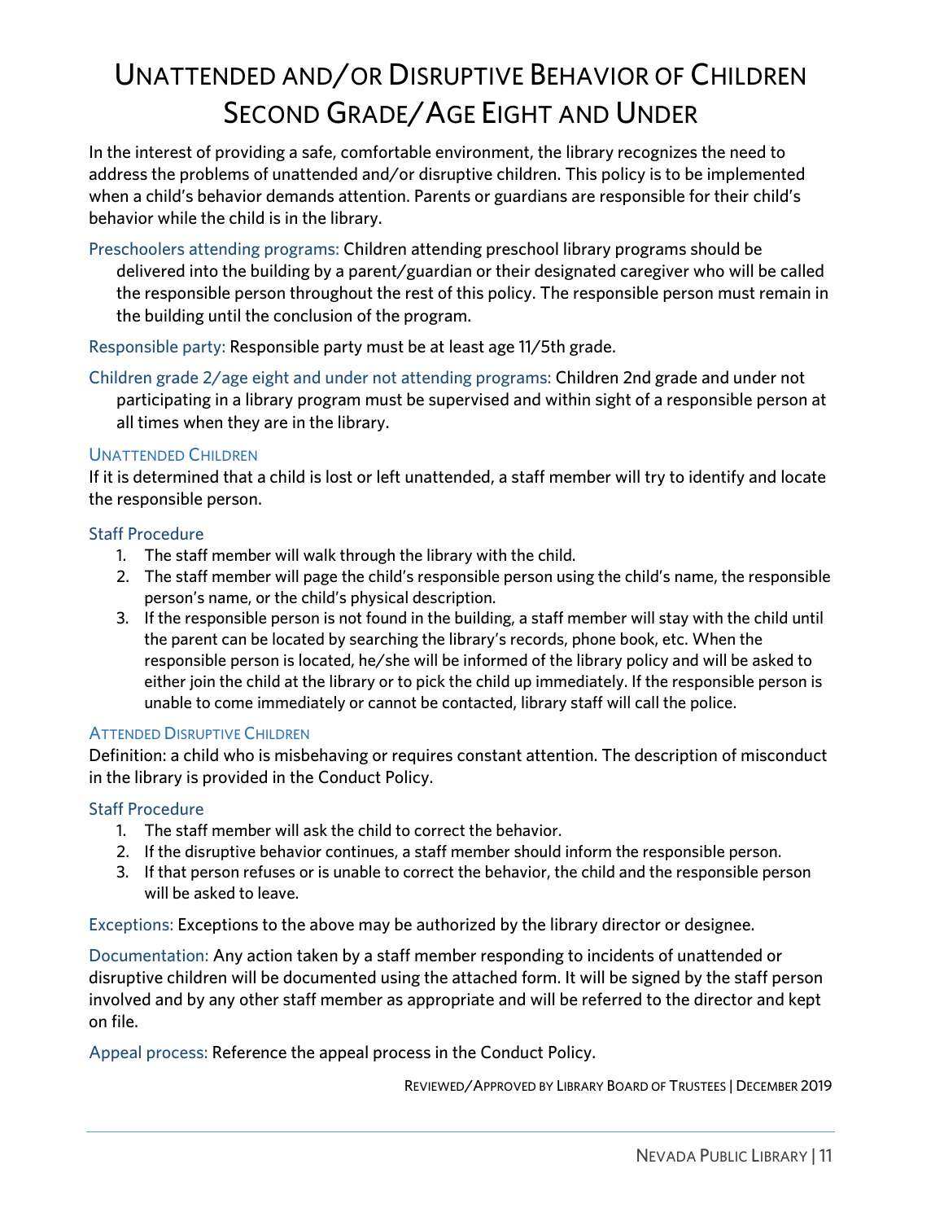# Unattended and/or Disruptive Behavior of Children Second Grade/Age Eight and Under

In the interest of providing a safe, comfortable environment, the library recognizes the need to address the problems of unattended and/or disruptive children. This policy is to be implemented when a child's behavior demands attention. Parents or guardians are responsible for their child's behavior while the child is in the library.

Preschoolers attending programs: Children attending preschool library programs should be delivered into the building by a parent/guardian or their designated caregiver who will be called the responsible person throughout the rest of this policy. The responsible person must remain in the building until the conclusion of the program.

Responsible party: Responsible party must be at least age 11/5th grade.

Children grade 2/age eight and under not attending programs: Children 2nd grade and under not participating in a library program must be supervised and within sight of a responsible person at all times when they are in the library.

## Unattended Children

If it is determined that a child is lost or left unattended, a staff member will try to identify and locate the responsible person.

### Staff Procedure

1. The staff member will walk through the library with the child.
2. The staff member will page the child's responsible person using the child's name, the responsible person's name, or the child's physical description.
3. If the responsible person is not found in the building, a staff member will stay with the child until the parent can be located by searching the library's records, phone book, etc. When the responsible person is located, he/she will be informed of the library policy and will be asked to either join the child at the library or to pick the child up immediately. If the responsible person is unable to come immediately or cannot be contacted, library staff will call the police.

## Attended Disruptive Children

Definition: a child who is misbehaving or requires constant attention. The description of misconduct in the library is provided in the Conduct Policy.

### Staff Procedure

1. The staff member will ask the child to correct the behavior.
2. If the disruptive behavior continues, a staff member should inform the responsible person.
3. If that person refuses or is unable to correct the behavior, the child and the responsible person will be asked to leave.

Exceptions: Exceptions to the above may be authorized by the library director or designee.

Documentation: Any action taken by a staff member responding to incidents of unattended or disruptive children will be documented using the attached form. It will be signed by the staff person involved and by any other staff member as appropriate and will be referred to the director and kept on file.

Appeal process: Reference the appeal process in the Conduct Policy.

Reviewed/Approved by Library Board of Trustees | December 2019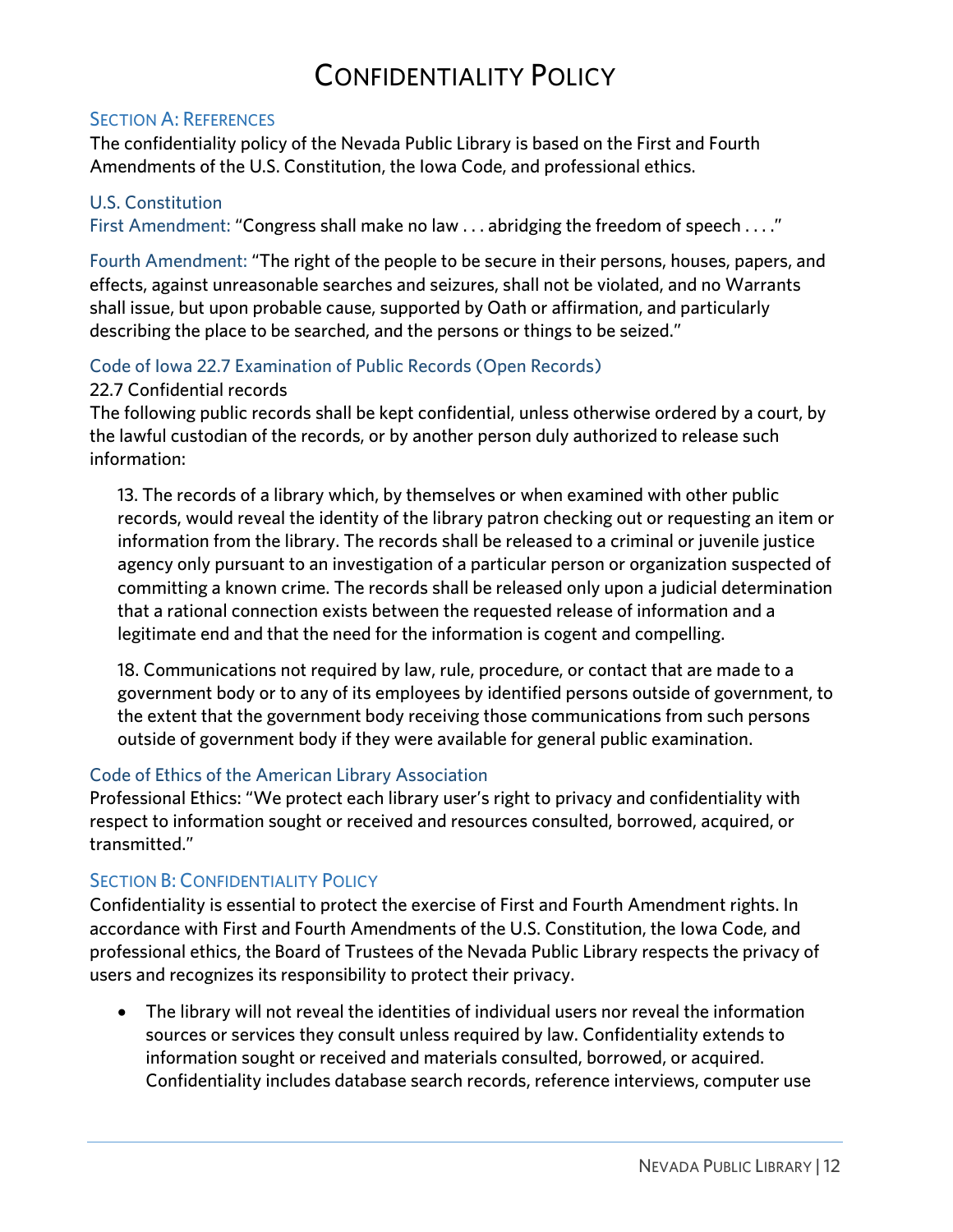# Confidentiality Policy

## Section A: References

The confidentiality policy of the Nevada Public Library is based on the First and Fourth Amendments of the U.S. Constitution, the Iowa Code, and professional ethics.

### U.S. Constitution

First Amendment: "Congress shall make no law . . . abridging the freedom of speech . . . ."

Fourth Amendment: "The right of the people to be secure in their persons, houses, papers, and effects, against unreasonable searches and seizures, shall not be violated, and no Warrants shall issue, but upon probable cause, supported by Oath or affirmation, and particularly describing the place to be searched, and the persons or things to be seized."

### Code of Iowa 22.7 Examination of Public Records (Open Records)

22.7 Confidential records

The following public records shall be kept confidential, unless otherwise ordered by a court, by the lawful custodian of the records, or by another person duly authorized to release such information:

> 13. The records of a library which, by themselves or when examined with other public records, would reveal the identity of the library patron checking out or requesting an item or information from the library. The records shall be released to a criminal or juvenile justice agency only pursuant to an investigation of a particular person or organization suspected of committing a known crime. The records shall be released only upon a judicial determination that a rational connection exists between the requested release of information and a legitimate end and that the need for the information is cogent and compelling.
>
> 18. Communications not required by law, rule, procedure, or contact that are made to a government body or to any of its employees by identified persons outside of government, to the extent that the government body receiving those communications from such persons outside of government body if they were available for general public examination.

### Code of Ethics of the American Library Association

Professional Ethics: "We protect each library user's right to privacy and confidentiality with respect to information sought or received and resources consulted, borrowed, acquired, or transmitted."

## Section B: Confidentiality Policy

Confidentiality is essential to protect the exercise of First and Fourth Amendment rights. In accordance with First and Fourth Amendments of the U.S. Constitution, the Iowa Code, and professional ethics, the Board of Trustees of the Nevada Public Library respects the privacy of users and recognizes its responsibility to protect their privacy.

- The library will not reveal the identities of individual users nor reveal the information sources or services they consult unless required by law. Confidentiality extends to information sought or received and materials consulted, borrowed, or acquired. Confidentiality includes database search records, reference interviews, computer use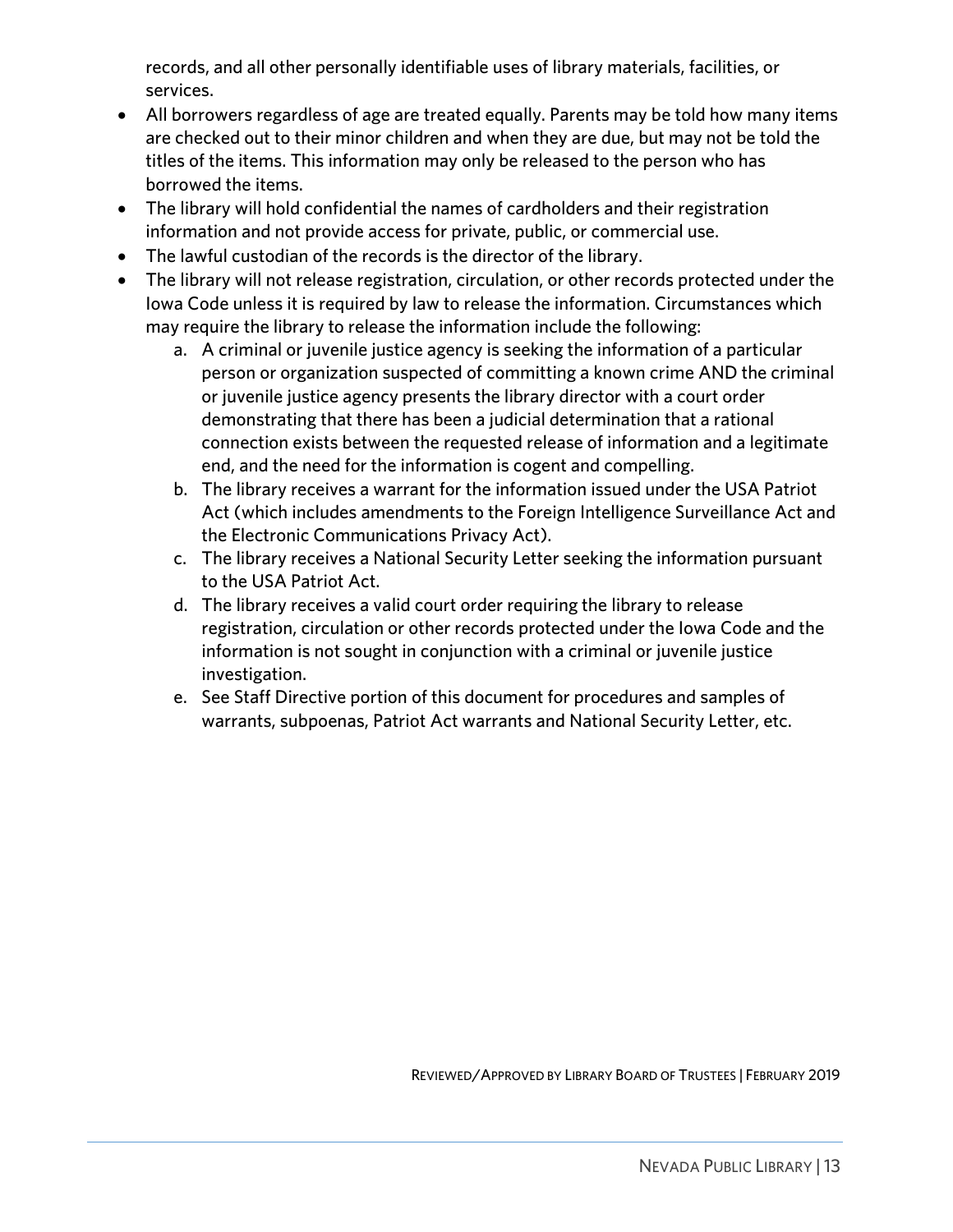records, and all other personally identifiable uses of library materials, facilities, or services.

- All borrowers regardless of age are treated equally. Parents may be told how many items are checked out to their minor children and when they are due, but may not be told the titles of the items. This information may only be released to the person who has borrowed the items.
- The library will hold confidential the names of cardholders and their registration information and not provide access for private, public, or commercial use.
- The lawful custodian of the records is the director of the library.
- The library will not release registration, circulation, or other records protected under the Iowa Code unless it is required by law to release the information. Circumstances which may require the library to release the information include the following:
    a. A criminal or juvenile justice agency is seeking the information of a particular person or organization suspected of committing a known crime AND the criminal or juvenile justice agency presents the library director with a court order demonstrating that there has been a judicial determination that a rational connection exists between the requested release of information and a legitimate end, and the need for the information is cogent and compelling.
    b. The library receives a warrant for the information issued under the USA Patriot Act (which includes amendments to the Foreign Intelligence Surveillance Act and the Electronic Communications Privacy Act).
    c. The library receives a National Security Letter seeking the information pursuant to the USA Patriot Act.
    d. The library receives a valid court order requiring the library to release registration, circulation or other records protected under the Iowa Code and the information is not sought in conjunction with a criminal or juvenile justice investigation.
    e. See Staff Directive portion of this document for procedures and samples of warrants, subpoenas, Patriot Act warrants and National Security Letter, etc.

REVIEWED/APPROVED BY LIBRARY BOARD OF TRUSTEES | FEBRUARY 2019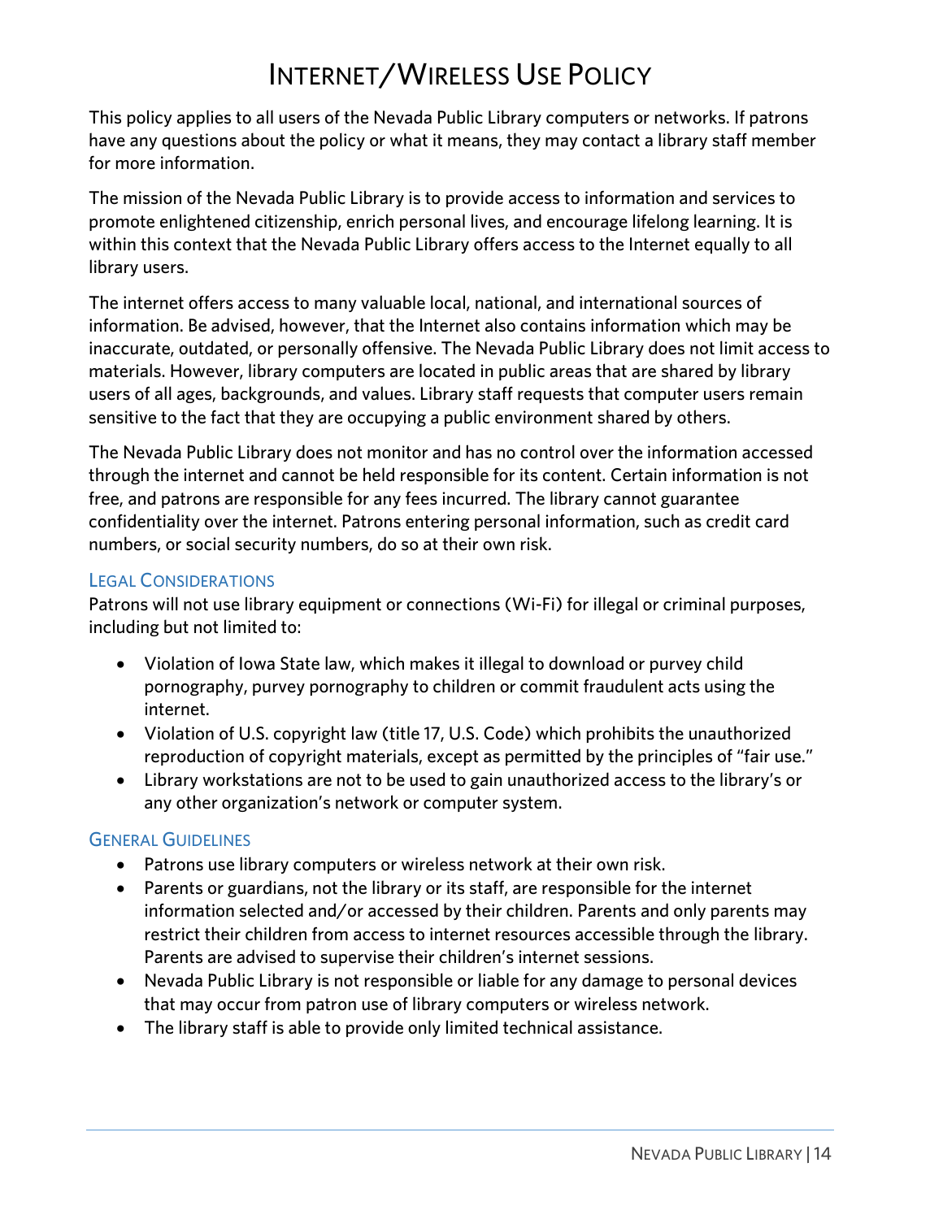# Internet/Wireless Use Policy

This policy applies to all users of the Nevada Public Library computers or networks. If patrons have any questions about the policy or what it means, they may contact a library staff member for more information.

The mission of the Nevada Public Library is to provide access to information and services to promote enlightened citizenship, enrich personal lives, and encourage lifelong learning. It is within this context that the Nevada Public Library offers access to the Internet equally to all library users.

The internet offers access to many valuable local, national, and international sources of information. Be advised, however, that the Internet also contains information which may be inaccurate, outdated, or personally offensive. The Nevada Public Library does not limit access to materials. However, library computers are located in public areas that are shared by library users of all ages, backgrounds, and values. Library staff requests that computer users remain sensitive to the fact that they are occupying a public environment shared by others.

The Nevada Public Library does not monitor and has no control over the information accessed through the internet and cannot be held responsible for its content. Certain information is not free, and patrons are responsible for any fees incurred. The library cannot guarantee confidentiality over the internet. Patrons entering personal information, such as credit card numbers, or social security numbers, do so at their own risk.

## Legal Considerations

Patrons will not use library equipment or connections (Wi-Fi) for illegal or criminal purposes, including but not limited to:

- Violation of Iowa State law, which makes it illegal to download or purvey child pornography, purvey pornography to children or commit fraudulent acts using the internet.
- Violation of U.S. copyright law (title 17, U.S. Code) which prohibits the unauthorized reproduction of copyright materials, except as permitted by the principles of "fair use."
- Library workstations are not to be used to gain unauthorized access to the library's or any other organization's network or computer system.

## General Guidelines

- Patrons use library computers or wireless network at their own risk.
- Parents or guardians, not the library or its staff, are responsible for the internet information selected and/or accessed by their children. Parents and only parents may restrict their children from access to internet resources accessible through the library. Parents are advised to supervise their children's internet sessions.
- Nevada Public Library is not responsible or liable for any damage to personal devices that may occur from patron use of library computers or wireless network.
- The library staff is able to provide only limited technical assistance.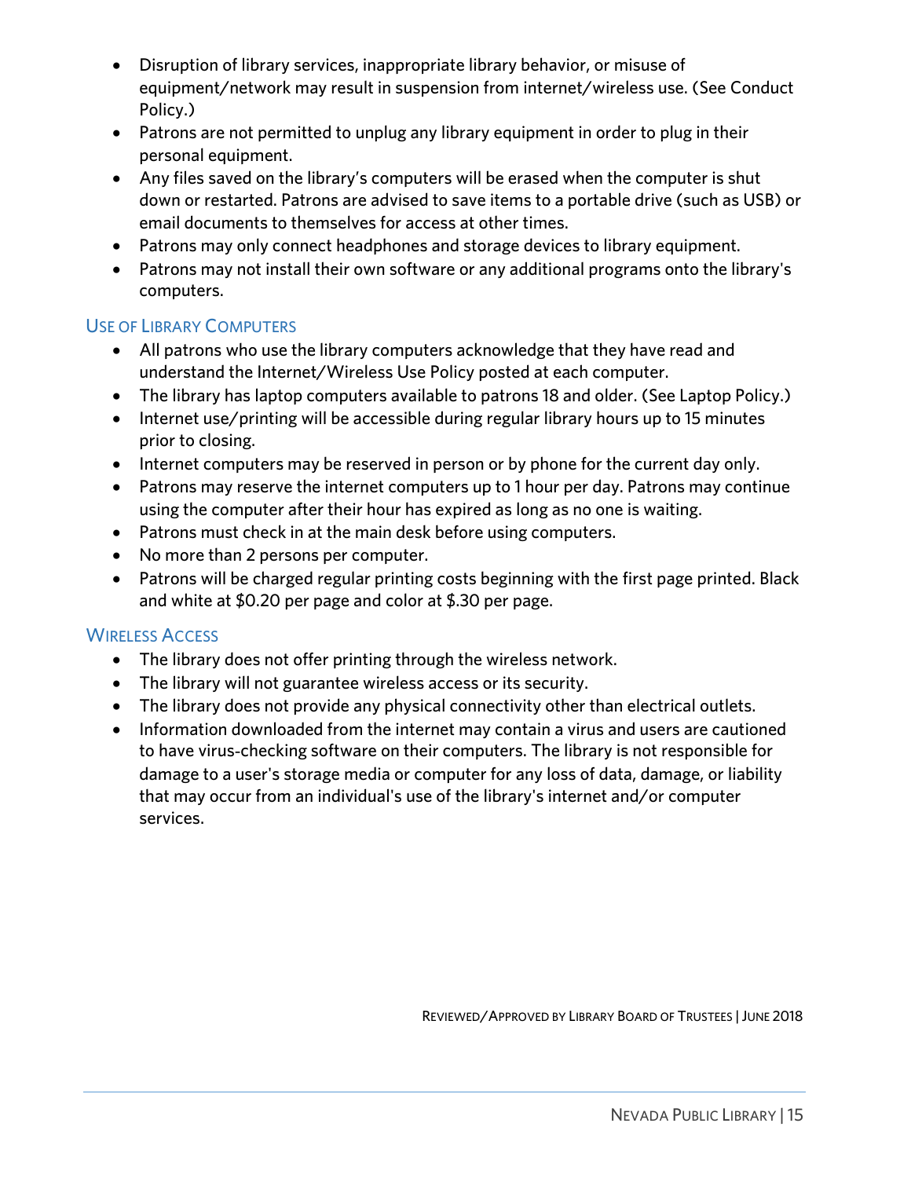- Disruption of library services, inappropriate library behavior, or misuse of equipment/network may result in suspension from internet/wireless use. (See Conduct Policy.)
- Patrons are not permitted to unplug any library equipment in order to plug in their personal equipment.
- Any files saved on the library's computers will be erased when the computer is shut down or restarted. Patrons are advised to save items to a portable drive (such as USB) or email documents to themselves for access at other times.
- Patrons may only connect headphones and storage devices to library equipment.
- Patrons may not install their own software or any additional programs onto the library's computers.

### Use of Library Computers

- All patrons who use the library computers acknowledge that they have read and understand the Internet/Wireless Use Policy posted at each computer.
- The library has laptop computers available to patrons 18 and older. (See Laptop Policy.)
- Internet use/printing will be accessible during regular library hours up to 15 minutes prior to closing.
- Internet computers may be reserved in person or by phone for the current day only.
- Patrons may reserve the internet computers up to 1 hour per day. Patrons may continue using the computer after their hour has expired as long as no one is waiting.
- Patrons must check in at the main desk before using computers.
- No more than 2 persons per computer.
- Patrons will be charged regular printing costs beginning with the first page printed. Black and white at $0.20 per page and color at $.30 per page.

### Wireless Access

- The library does not offer printing through the wireless network.
- The library will not guarantee wireless access or its security.
- The library does not provide any physical connectivity other than electrical outlets.
- Information downloaded from the internet may contain a virus and users are cautioned to have virus-checking software on their computers. The library is not responsible for damage to a user's storage media or computer for any loss of data, damage, or liability that may occur from an individual's use of the library's internet and/or computer services.

Reviewed/Approved by Library Board of Trustees | June 2018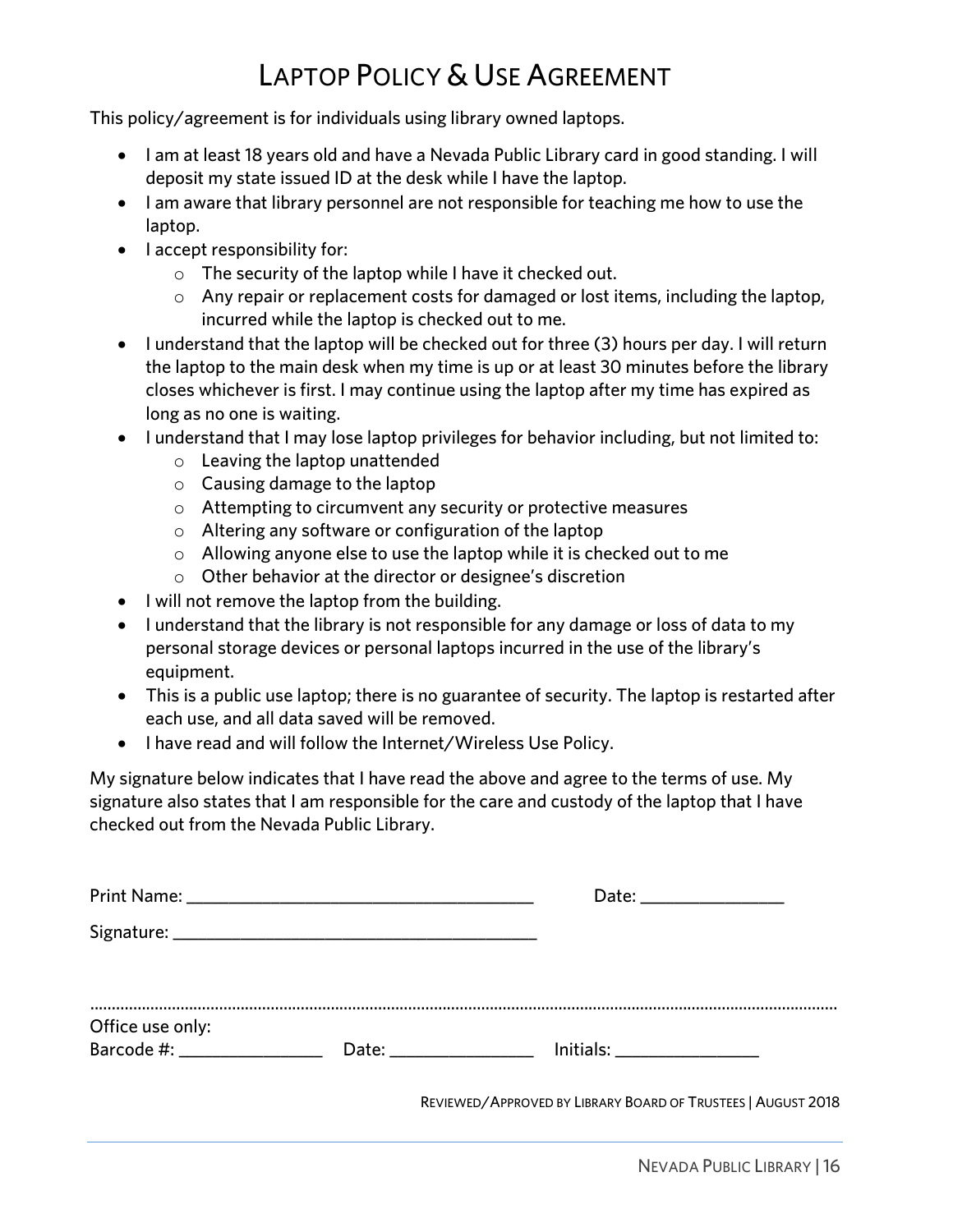# Laptop Policy & Use Agreement

This policy/agreement is for individuals using library owned laptops.

- I am at least 18 years old and have a Nevada Public Library card in good standing. I will deposit my state issued ID at the desk while I have the laptop.
- I am aware that library personnel are not responsible for teaching me how to use the laptop.
- I accept responsibility for:
  - The security of the laptop while I have it checked out.
  - Any repair or replacement costs for damaged or lost items, including the laptop, incurred while the laptop is checked out to me.
- I understand that the laptop will be checked out for three (3) hours per day. I will return the laptop to the main desk when my time is up or at least 30 minutes before the library closes whichever is first. I may continue using the laptop after my time has expired as long as no one is waiting.
- I understand that I may lose laptop privileges for behavior including, but not limited to:
  - Leaving the laptop unattended
  - Causing damage to the laptop
  - Attempting to circumvent any security or protective measures
  - Altering any software or configuration of the laptop
  - Allowing anyone else to use the laptop while it is checked out to me
  - Other behavior at the director or designee's discretion
- I will not remove the laptop from the building.
- I understand that the library is not responsible for any damage or loss of data to my personal storage devices or personal laptops incurred in the use of the library's equipment.
- This is a public use laptop; there is no guarantee of security. The laptop is restarted after each use, and all data saved will be removed.
- I have read and will follow the Internet/Wireless Use Policy.

My signature below indicates that I have read the above and agree to the terms of use. My signature also states that I am responsible for the care and custody of the laptop that I have checked out from the Nevada Public Library.

Print Name: ____________________________________ Date: _______________

Signature: ______________________________________

..........................................................................................................................................................

Office use only:
Barcode #: _______________ Date: _______________ Initials: _______________

Reviewed/Approved by Library Board of Trustees | August 2018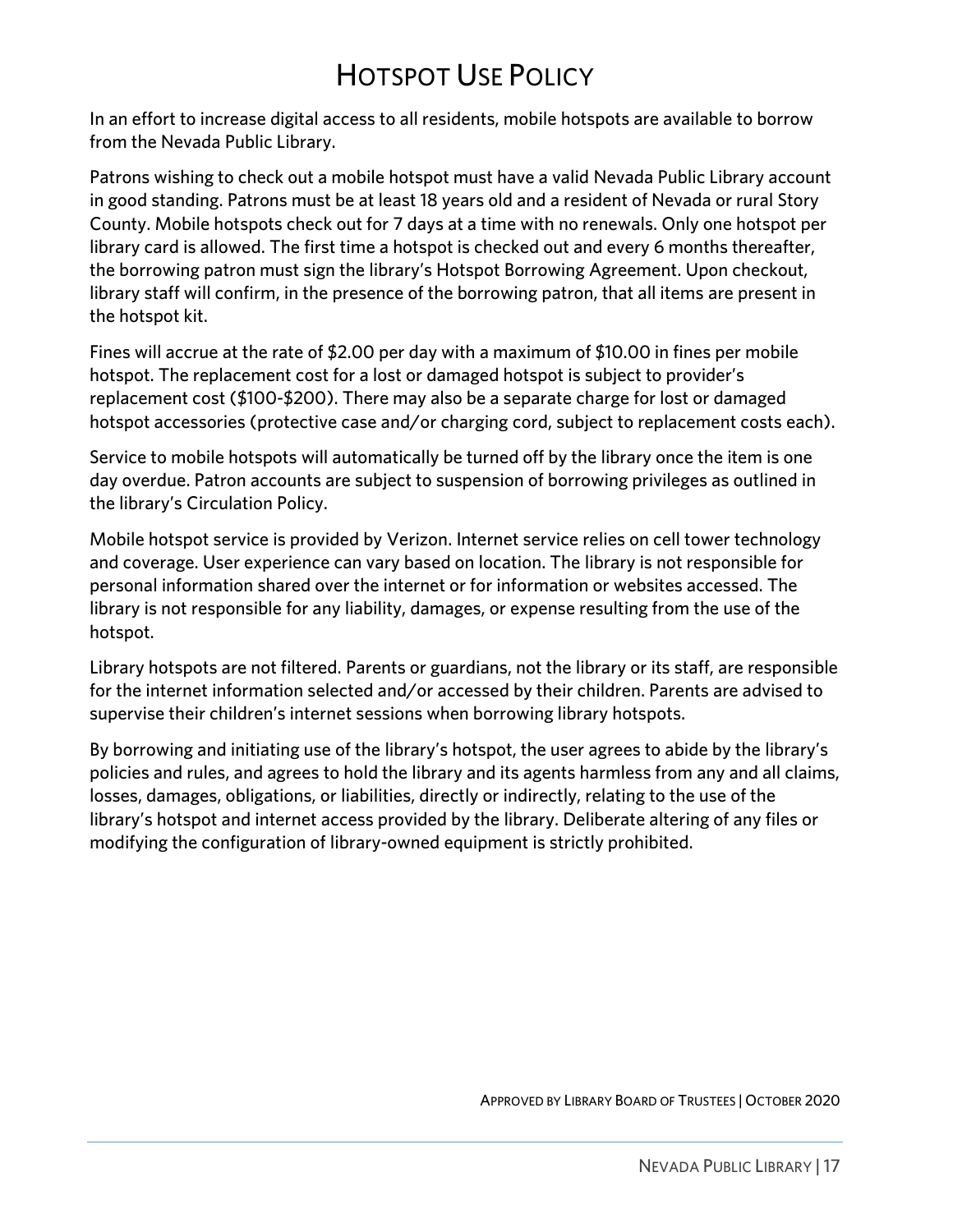# HOTSPOT USE POLICY

In an effort to increase digital access to all residents, mobile hotspots are available to borrow from the Nevada Public Library.

Patrons wishing to check out a mobile hotspot must have a valid Nevada Public Library account in good standing. Patrons must be at least 18 years old and a resident of Nevada or rural Story County. Mobile hotspots check out for 7 days at a time with no renewals. Only one hotspot per library card is allowed. The first time a hotspot is checked out and every 6 months thereafter, the borrowing patron must sign the library's Hotspot Borrowing Agreement. Upon checkout, library staff will confirm, in the presence of the borrowing patron, that all items are present in the hotspot kit.

Fines will accrue at the rate of $2.00 per day with a maximum of $10.00 in fines per mobile hotspot. The replacement cost for a lost or damaged hotspot is subject to provider's replacement cost ($100-$200). There may also be a separate charge for lost or damaged hotspot accessories (protective case and/or charging cord, subject to replacement costs each).

Service to mobile hotspots will automatically be turned off by the library once the item is one day overdue. Patron accounts are subject to suspension of borrowing privileges as outlined in the library's Circulation Policy.

Mobile hotspot service is provided by Verizon. Internet service relies on cell tower technology and coverage. User experience can vary based on location. The library is not responsible for personal information shared over the internet or for information or websites accessed. The library is not responsible for any liability, damages, or expense resulting from the use of the hotspot.

Library hotspots are not filtered. Parents or guardians, not the library or its staff, are responsible for the internet information selected and/or accessed by their children. Parents are advised to supervise their children's internet sessions when borrowing library hotspots.

By borrowing and initiating use of the library's hotspot, the user agrees to abide by the library's policies and rules, and agrees to hold the library and its agents harmless from any and all claims, losses, damages, obligations, or liabilities, directly or indirectly, relating to the use of the library's hotspot and internet access provided by the library. Deliberate altering of any files or modifying the configuration of library-owned equipment is strictly prohibited.

APPROVED BY LIBRARY BOARD OF TRUSTEES | OCTOBER 2020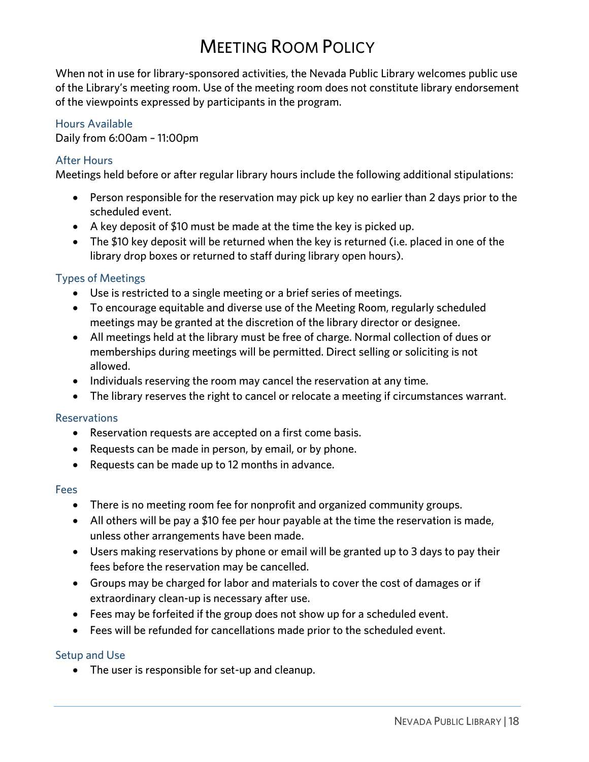# Meeting Room Policy

When not in use for library-sponsored activities, the Nevada Public Library welcomes public use of the Library's meeting room. Use of the meeting room does not constitute library endorsement of the viewpoints expressed by participants in the program.

## Hours Available

Daily from 6:00am – 11:00pm

## After Hours

Meetings held before or after regular library hours include the following additional stipulations:

- Person responsible for the reservation may pick up key no earlier than 2 days prior to the scheduled event.
- A key deposit of $10 must be made at the time the key is picked up.
- The $10 key deposit will be returned when the key is returned (i.e. placed in one of the library drop boxes or returned to staff during library open hours).

## Types of Meetings

- Use is restricted to a single meeting or a brief series of meetings.
- To encourage equitable and diverse use of the Meeting Room, regularly scheduled meetings may be granted at the discretion of the library director or designee.
- All meetings held at the library must be free of charge. Normal collection of dues or memberships during meetings will be permitted. Direct selling or soliciting is not allowed.
- Individuals reserving the room may cancel the reservation at any time.
- The library reserves the right to cancel or relocate a meeting if circumstances warrant.

## Reservations

- Reservation requests are accepted on a first come basis.
- Requests can be made in person, by email, or by phone.
- Requests can be made up to 12 months in advance.

## Fees

- There is no meeting room fee for nonprofit and organized community groups.
- All others will be pay a $10 fee per hour payable at the time the reservation is made, unless other arrangements have been made.
- Users making reservations by phone or email will be granted up to 3 days to pay their fees before the reservation may be cancelled.
- Groups may be charged for labor and materials to cover the cost of damages or if extraordinary clean-up is necessary after use.
- Fees may be forfeited if the group does not show up for a scheduled event.
- Fees will be refunded for cancellations made prior to the scheduled event.

## Setup and Use

- The user is responsible for set-up and cleanup.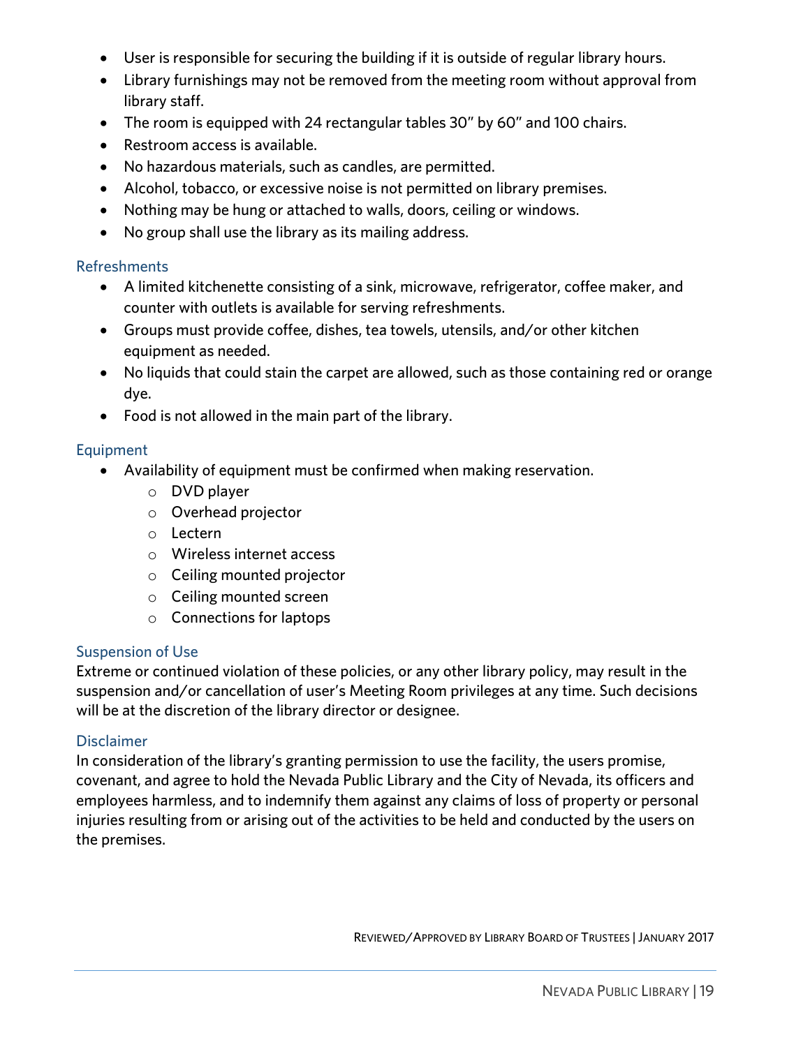- User is responsible for securing the building if it is outside of regular library hours.
- Library furnishings may not be removed from the meeting room without approval from library staff.
- The room is equipped with 24 rectangular tables 30" by 60" and 100 chairs.
- Restroom access is available.
- No hazardous materials, such as candles, are permitted.
- Alcohol, tobacco, or excessive noise is not permitted on library premises.
- Nothing may be hung or attached to walls, doors, ceiling or windows.
- No group shall use the library as its mailing address.

### Refreshments

- A limited kitchenette consisting of a sink, microwave, refrigerator, coffee maker, and counter with outlets is available for serving refreshments.
- Groups must provide coffee, dishes, tea towels, utensils, and/or other kitchen equipment as needed.
- No liquids that could stain the carpet are allowed, such as those containing red or orange dye.
- Food is not allowed in the main part of the library.

### Equipment

- Availability of equipment must be confirmed when making reservation.
  - DVD player
  - Overhead projector
  - Lectern
  - Wireless internet access
  - Ceiling mounted projector
  - Ceiling mounted screen
  - Connections for laptops

### Suspension of Use

Extreme or continued violation of these policies, or any other library policy, may result in the suspension and/or cancellation of user's Meeting Room privileges at any time. Such decisions will be at the discretion of the library director or designee.

### Disclaimer

In consideration of the library's granting permission to use the facility, the users promise, covenant, and agree to hold the Nevada Public Library and the City of Nevada, its officers and employees harmless, and to indemnify them against any claims of loss of property or personal injuries resulting from or arising out of the activities to be held and conducted by the users on the premises.

REVIEWED/APPROVED BY LIBRARY BOARD OF TRUSTEES | JANUARY 2017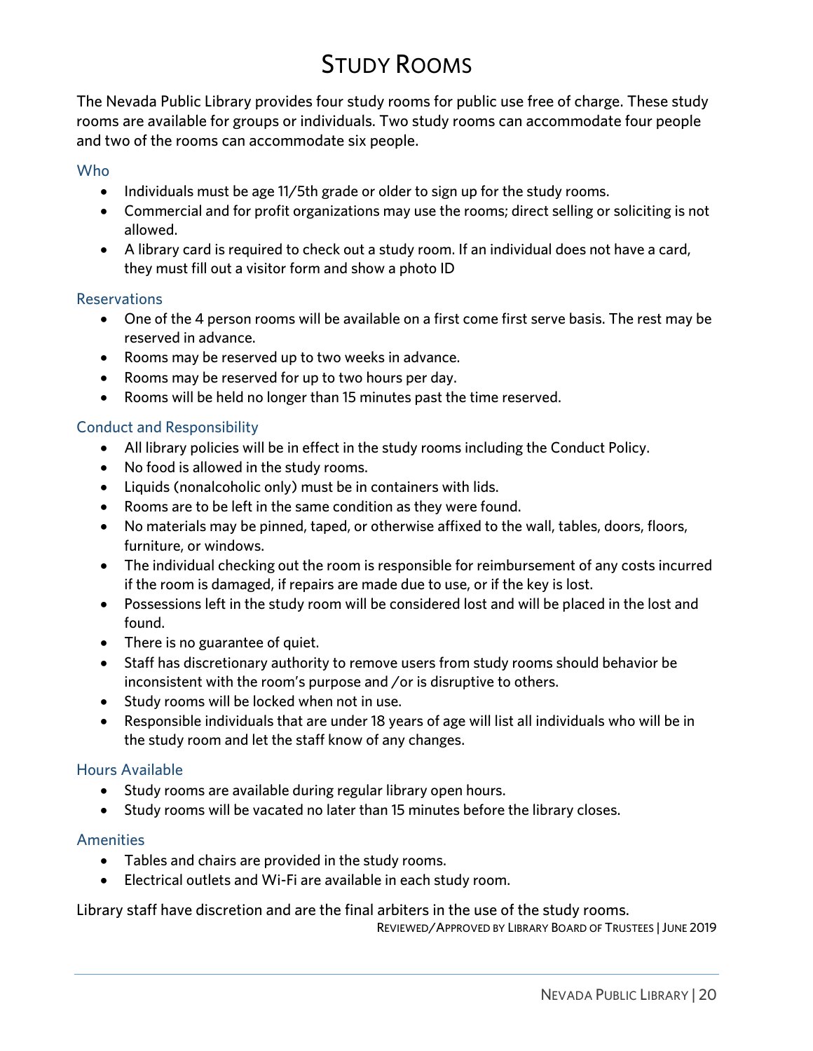# Study Rooms

The Nevada Public Library provides four study rooms for public use free of charge. These study rooms are available for groups or individuals. Two study rooms can accommodate four people and two of the rooms can accommodate six people.

## Who

- Individuals must be age 11/5th grade or older to sign up for the study rooms.
- Commercial and for profit organizations may use the rooms; direct selling or soliciting is not allowed.
- A library card is required to check out a study room. If an individual does not have a card, they must fill out a visitor form and show a photo ID

## Reservations

- One of the 4 person rooms will be available on a first come first serve basis. The rest may be reserved in advance.
- Rooms may be reserved up to two weeks in advance.
- Rooms may be reserved for up to two hours per day.
- Rooms will be held no longer than 15 minutes past the time reserved.

## Conduct and Responsibility

- All library policies will be in effect in the study rooms including the Conduct Policy.
- No food is allowed in the study rooms.
- Liquids (nonalcoholic only) must be in containers with lids.
- Rooms are to be left in the same condition as they were found.
- No materials may be pinned, taped, or otherwise affixed to the wall, tables, doors, floors, furniture, or windows.
- The individual checking out the room is responsible for reimbursement of any costs incurred if the room is damaged, if repairs are made due to use, or if the key is lost.
- Possessions left in the study room will be considered lost and will be placed in the lost and found.
- There is no guarantee of quiet.
- Staff has discretionary authority to remove users from study rooms should behavior be inconsistent with the room's purpose and /or is disruptive to others.
- Study rooms will be locked when not in use.
- Responsible individuals that are under 18 years of age will list all individuals who will be in the study room and let the staff know of any changes.

## Hours Available

- Study rooms are available during regular library open hours.
- Study rooms will be vacated no later than 15 minutes before the library closes.

## Amenities

- Tables and chairs are provided in the study rooms.
- Electrical outlets and Wi-Fi are available in each study room.

Library staff have discretion and are the final arbiters in the use of the study rooms.

Reviewed/Approved by Library Board of Trustees | June 2019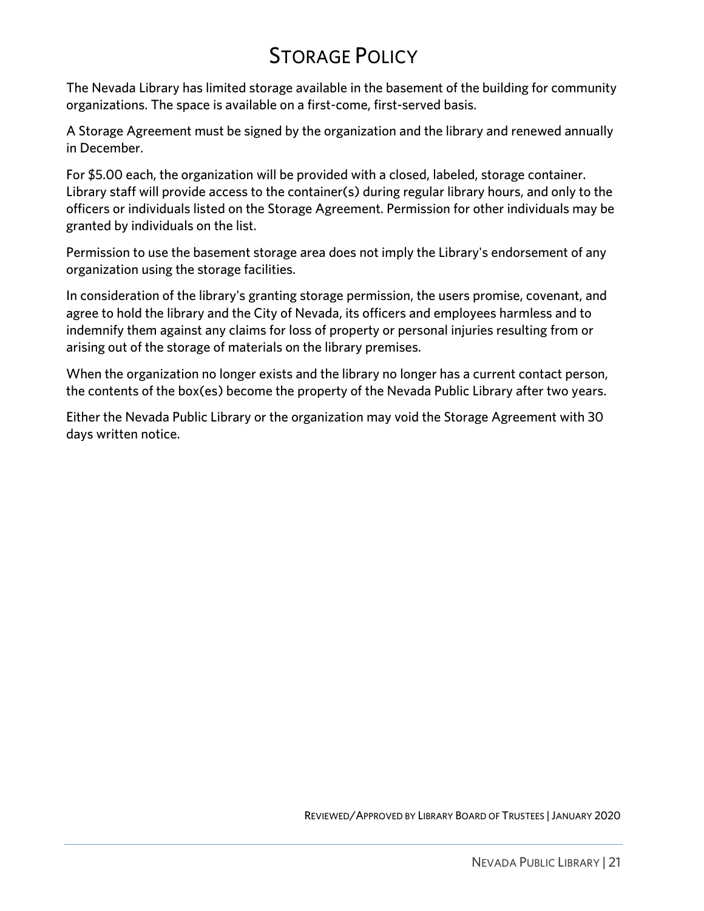# STORAGE POLICY

The Nevada Library has limited storage available in the basement of the building for community organizations. The space is available on a first-come, first-served basis.

A Storage Agreement must be signed by the organization and the library and renewed annually in December.

For $5.00 each, the organization will be provided with a closed, labeled, storage container. Library staff will provide access to the container(s) during regular library hours, and only to the officers or individuals listed on the Storage Agreement. Permission for other individuals may be granted by individuals on the list.

Permission to use the basement storage area does not imply the Library's endorsement of any organization using the storage facilities.

In consideration of the library's granting storage permission, the users promise, covenant, and agree to hold the library and the City of Nevada, its officers and employees harmless and to indemnify them against any claims for loss of property or personal injuries resulting from or arising out of the storage of materials on the library premises.

When the organization no longer exists and the library no longer has a current contact person, the contents of the box(es) become the property of the Nevada Public Library after two years.

Either the Nevada Public Library or the organization may void the Storage Agreement with 30 days written notice.

REVIEWED/APPROVED BY LIBRARY BOARD OF TRUSTEES | JANUARY 2020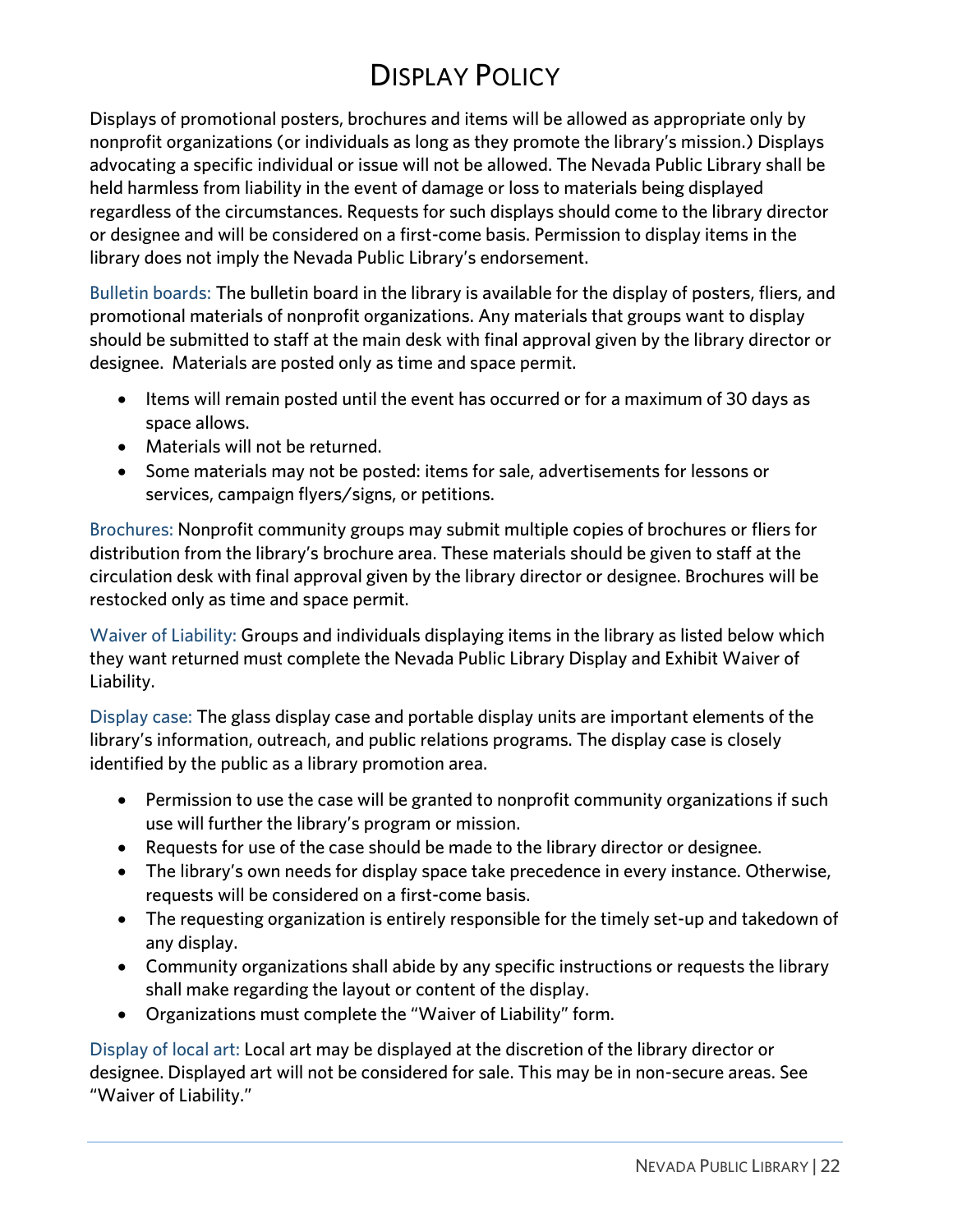# Display Policy

Displays of promotional posters, brochures and items will be allowed as appropriate only by nonprofit organizations (or individuals as long as they promote the library's mission.) Displays advocating a specific individual or issue will not be allowed. The Nevada Public Library shall be held harmless from liability in the event of damage or loss to materials being displayed regardless of the circumstances. Requests for such displays should come to the library director or designee and will be considered on a first-come basis. Permission to display items in the library does not imply the Nevada Public Library's endorsement.

Bulletin boards: The bulletin board in the library is available for the display of posters, fliers, and promotional materials of nonprofit organizations. Any materials that groups want to display should be submitted to staff at the main desk with final approval given by the library director or designee. Materials are posted only as time and space permit.

- Items will remain posted until the event has occurred or for a maximum of 30 days as space allows.
- Materials will not be returned.
- Some materials may not be posted: items for sale, advertisements for lessons or services, campaign flyers/signs, or petitions.

Brochures: Nonprofit community groups may submit multiple copies of brochures or fliers for distribution from the library's brochure area. These materials should be given to staff at the circulation desk with final approval given by the library director or designee. Brochures will be restocked only as time and space permit.

Waiver of Liability: Groups and individuals displaying items in the library as listed below which they want returned must complete the Nevada Public Library Display and Exhibit Waiver of Liability.

Display case: The glass display case and portable display units are important elements of the library's information, outreach, and public relations programs. The display case is closely identified by the public as a library promotion area.

- Permission to use the case will be granted to nonprofit community organizations if such use will further the library's program or mission.
- Requests for use of the case should be made to the library director or designee.
- The library's own needs for display space take precedence in every instance. Otherwise, requests will be considered on a first-come basis.
- The requesting organization is entirely responsible for the timely set-up and takedown of any display.
- Community organizations shall abide by any specific instructions or requests the library shall make regarding the layout or content of the display.
- Organizations must complete the "Waiver of Liability" form.

Display of local art: Local art may be displayed at the discretion of the library director or designee. Displayed art will not be considered for sale. This may be in non-secure areas. See "Waiver of Liability."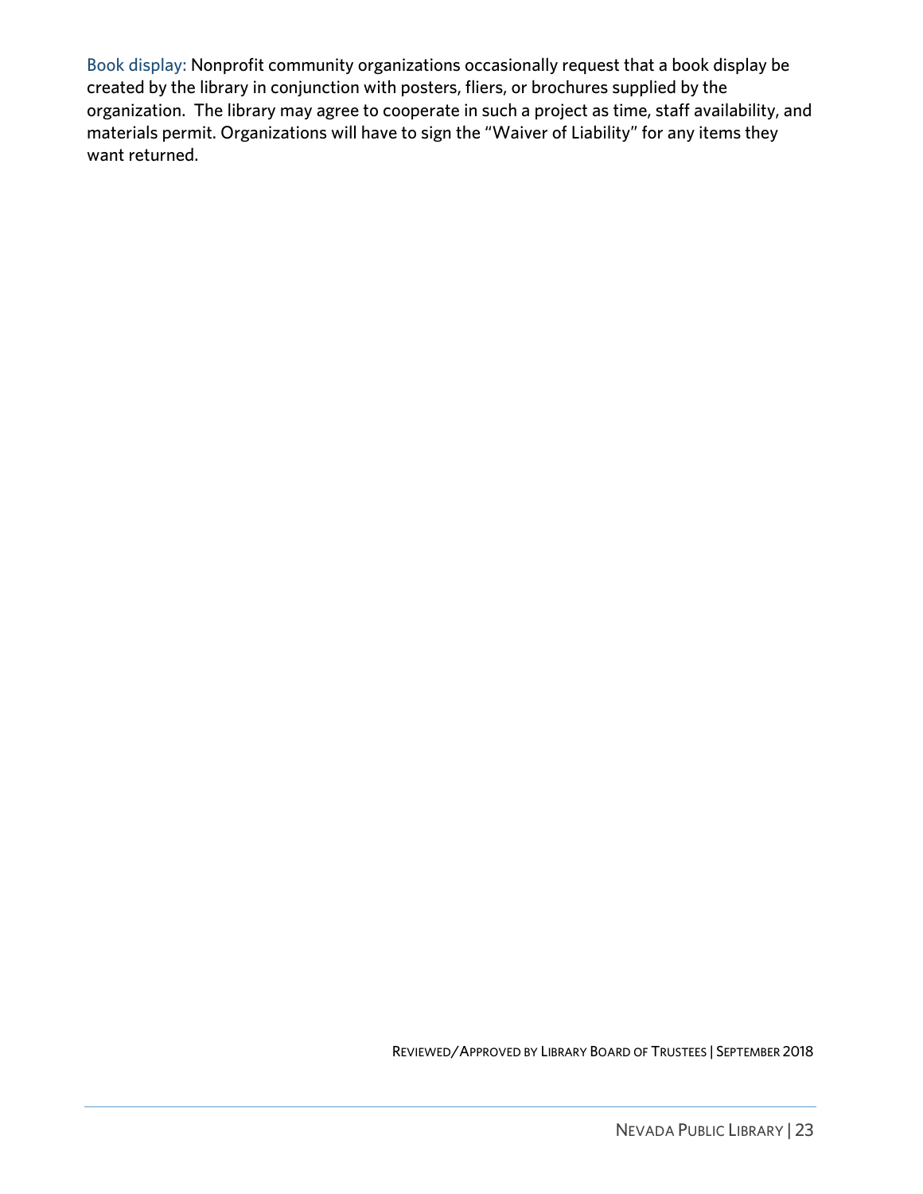Book display: Nonprofit community organizations occasionally request that a book display be created by the library in conjunction with posters, fliers, or brochures supplied by the organization. The library may agree to cooperate in such a project as time, staff availability, and materials permit. Organizations will have to sign the "Waiver of Liability" for any items they want returned.

REVIEWED/APPROVED BY LIBRARY BOARD OF TRUSTEES | SEPTEMBER 2018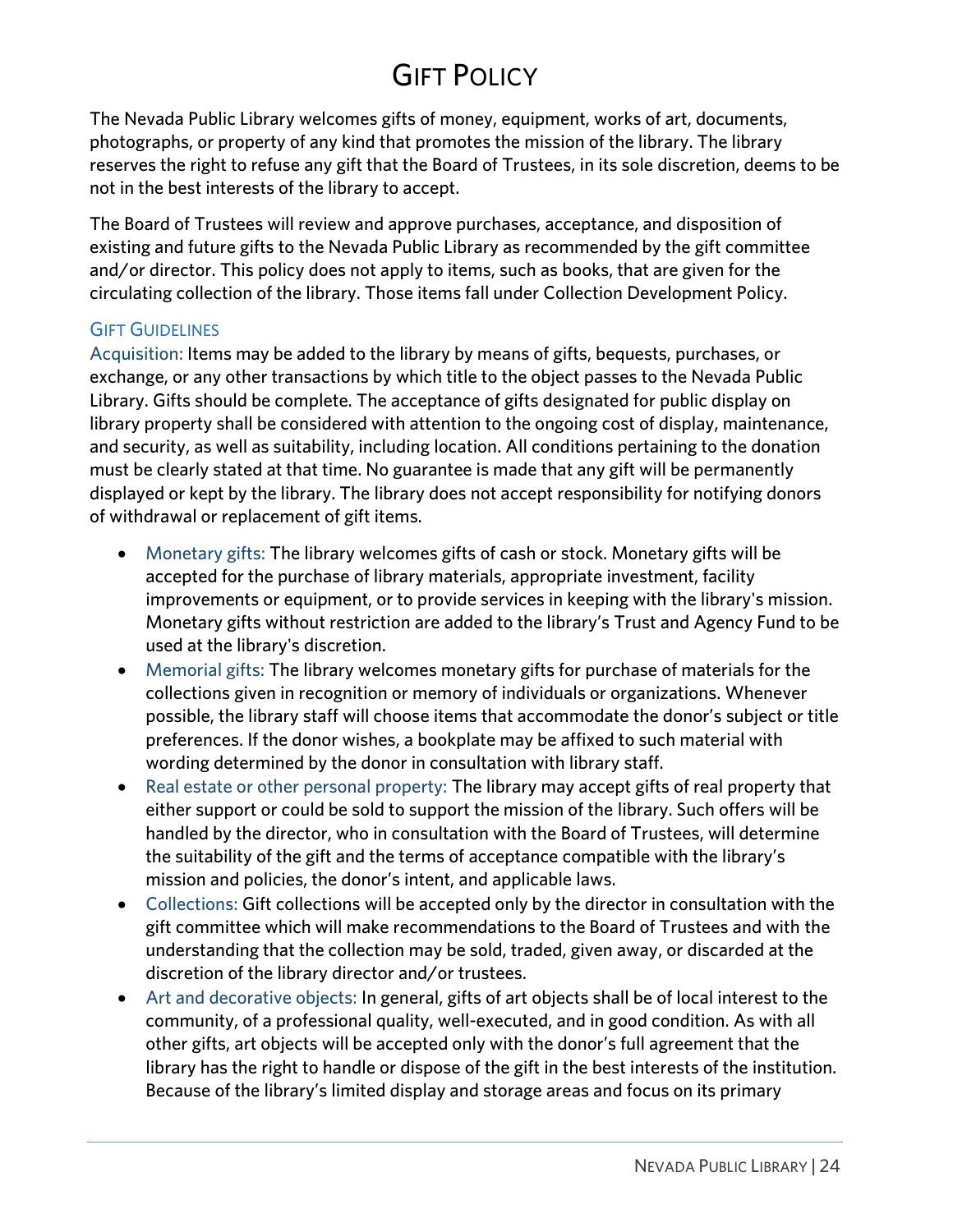# GIFT POLICY

The Nevada Public Library welcomes gifts of money, equipment, works of art, documents, photographs, or property of any kind that promotes the mission of the library. The library reserves the right to refuse any gift that the Board of Trustees, in its sole discretion, deems to be not in the best interests of the library to accept.

The Board of Trustees will review and approve purchases, acceptance, and disposition of existing and future gifts to the Nevada Public Library as recommended by the gift committee and/or director. This policy does not apply to items, such as books, that are given for the circulating collection of the library. Those items fall under Collection Development Policy.

## GIFT GUIDELINES

Acquisition: Items may be added to the library by means of gifts, bequests, purchases, or exchange, or any other transactions by which title to the object passes to the Nevada Public Library. Gifts should be complete. The acceptance of gifts designated for public display on library property shall be considered with attention to the ongoing cost of display, maintenance, and security, as well as suitability, including location. All conditions pertaining to the donation must be clearly stated at that time. No guarantee is made that any gift will be permanently displayed or kept by the library. The library does not accept responsibility for notifying donors of withdrawal or replacement of gift items.

- Monetary gifts: The library welcomes gifts of cash or stock. Monetary gifts will be accepted for the purchase of library materials, appropriate investment, facility improvements or equipment, or to provide services in keeping with the library's mission. Monetary gifts without restriction are added to the library's Trust and Agency Fund to be used at the library's discretion.
- Memorial gifts: The library welcomes monetary gifts for purchase of materials for the collections given in recognition or memory of individuals or organizations. Whenever possible, the library staff will choose items that accommodate the donor's subject or title preferences. If the donor wishes, a bookplate may be affixed to such material with wording determined by the donor in consultation with library staff.
- Real estate or other personal property: The library may accept gifts of real property that either support or could be sold to support the mission of the library. Such offers will be handled by the director, who in consultation with the Board of Trustees, will determine the suitability of the gift and the terms of acceptance compatible with the library's mission and policies, the donor's intent, and applicable laws.
- Collections: Gift collections will be accepted only by the director in consultation with the gift committee which will make recommendations to the Board of Trustees and with the understanding that the collection may be sold, traded, given away, or discarded at the discretion of the library director and/or trustees.
- Art and decorative objects: In general, gifts of art objects shall be of local interest to the community, of a professional quality, well-executed, and in good condition. As with all other gifts, art objects will be accepted only with the donor's full agreement that the library has the right to handle or dispose of the gift in the best interests of the institution. Because of the library's limited display and storage areas and focus on its primary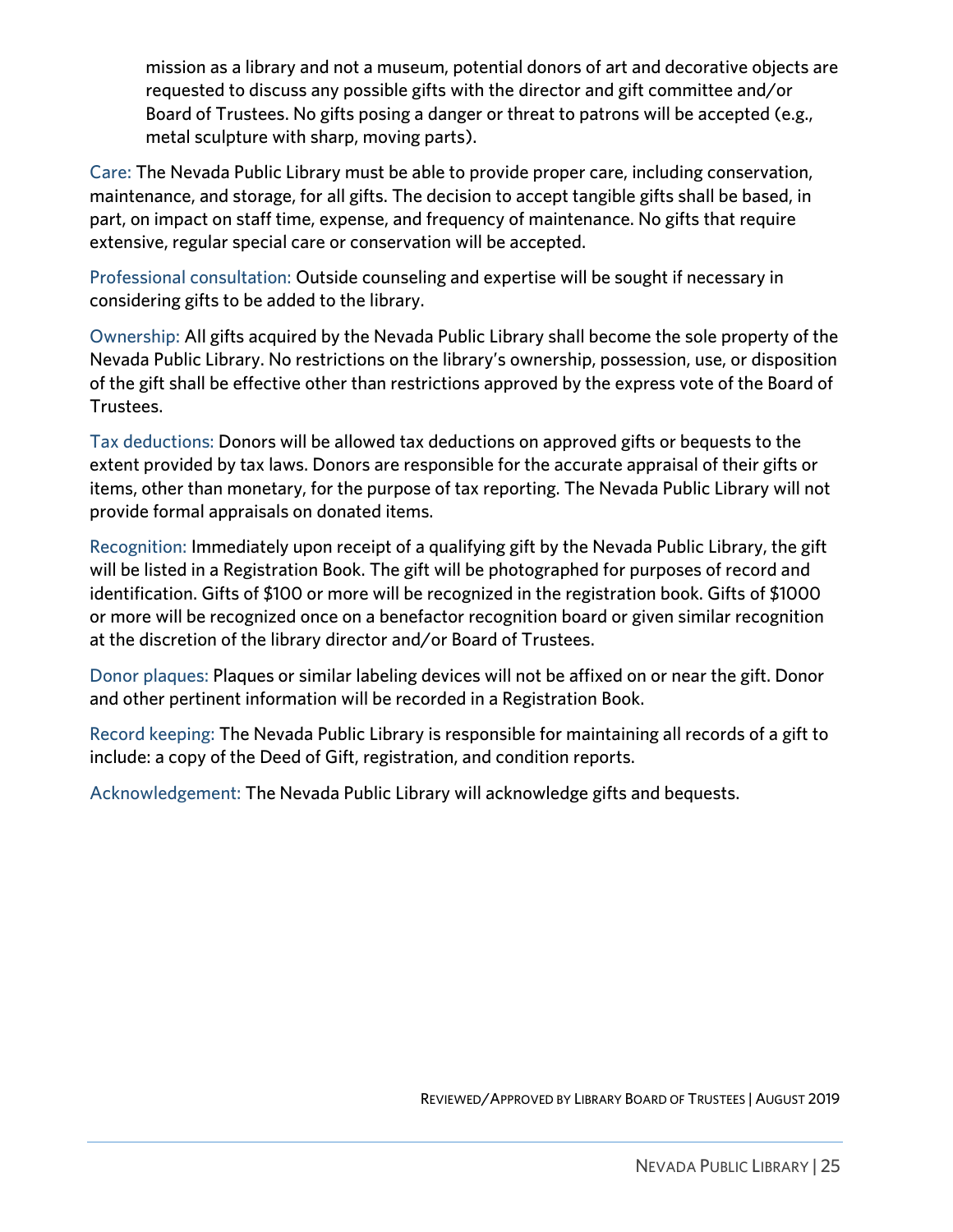mission as a library and not a museum, potential donors of art and decorative objects are requested to discuss any possible gifts with the director and gift committee and/or Board of Trustees. No gifts posing a danger or threat to patrons will be accepted (e.g., metal sculpture with sharp, moving parts).

Care: The Nevada Public Library must be able to provide proper care, including conservation, maintenance, and storage, for all gifts. The decision to accept tangible gifts shall be based, in part, on impact on staff time, expense, and frequency of maintenance. No gifts that require extensive, regular special care or conservation will be accepted.

Professional consultation: Outside counseling and expertise will be sought if necessary in considering gifts to be added to the library.

Ownership: All gifts acquired by the Nevada Public Library shall become the sole property of the Nevada Public Library. No restrictions on the library's ownership, possession, use, or disposition of the gift shall be effective other than restrictions approved by the express vote of the Board of Trustees.

Tax deductions: Donors will be allowed tax deductions on approved gifts or bequests to the extent provided by tax laws. Donors are responsible for the accurate appraisal of their gifts or items, other than monetary, for the purpose of tax reporting. The Nevada Public Library will not provide formal appraisals on donated items.

Recognition: Immediately upon receipt of a qualifying gift by the Nevada Public Library, the gift will be listed in a Registration Book. The gift will be photographed for purposes of record and identification. Gifts of $100 or more will be recognized in the registration book. Gifts of $1000 or more will be recognized once on a benefactor recognition board or given similar recognition at the discretion of the library director and/or Board of Trustees.

Donor plaques: Plaques or similar labeling devices will not be affixed on or near the gift. Donor and other pertinent information will be recorded in a Registration Book.

Record keeping: The Nevada Public Library is responsible for maintaining all records of a gift to include: a copy of the Deed of Gift, registration, and condition reports.

Acknowledgement: The Nevada Public Library will acknowledge gifts and bequests.

Reviewed/Approved by Library Board of Trustees | August 2019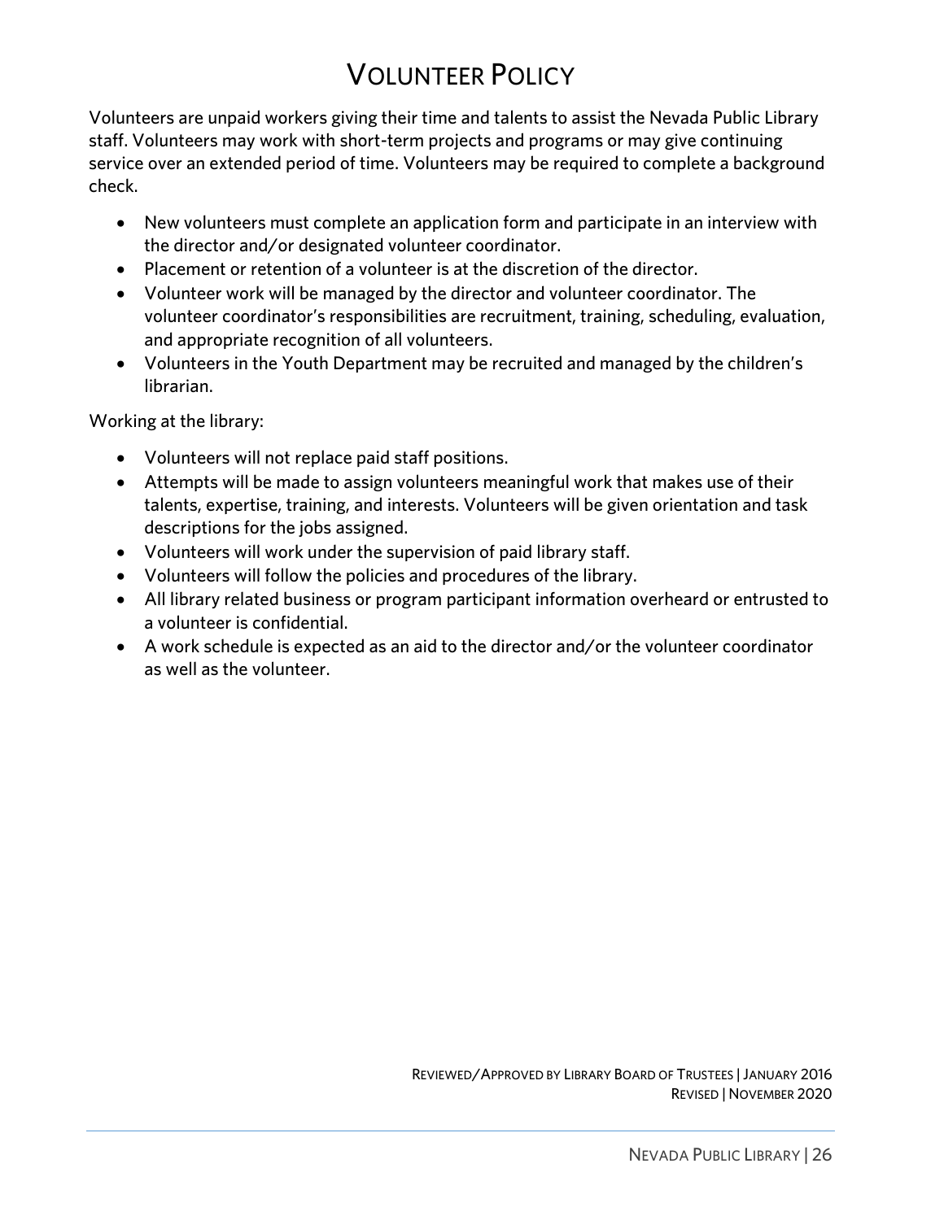# Volunteer Policy

Volunteers are unpaid workers giving their time and talents to assist the Nevada Public Library staff. Volunteers may work with short-term projects and programs or may give continuing service over an extended period of time. Volunteers may be required to complete a background check.

- New volunteers must complete an application form and participate in an interview with the director and/or designated volunteer coordinator.
- Placement or retention of a volunteer is at the discretion of the director.
- Volunteer work will be managed by the director and volunteer coordinator. The volunteer coordinator's responsibilities are recruitment, training, scheduling, evaluation, and appropriate recognition of all volunteers.
- Volunteers in the Youth Department may be recruited and managed by the children's librarian.

Working at the library:

- Volunteers will not replace paid staff positions.
- Attempts will be made to assign volunteers meaningful work that makes use of their talents, expertise, training, and interests. Volunteers will be given orientation and task descriptions for the jobs assigned.
- Volunteers will work under the supervision of paid library staff.
- Volunteers will follow the policies and procedures of the library.
- All library related business or program participant information overheard or entrusted to a volunteer is confidential.
- A work schedule is expected as an aid to the director and/or the volunteer coordinator as well as the volunteer.

Reviewed/Approved by Library Board of Trustees | January 2016
Revised | November 2020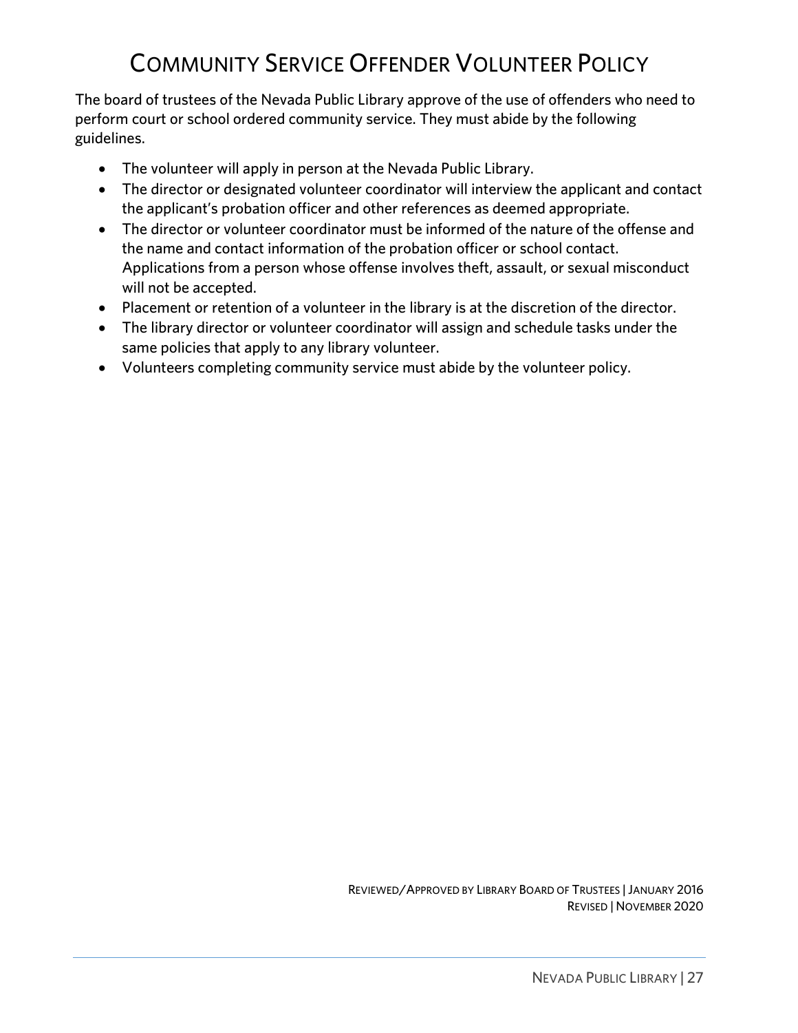# Community Service Offender Volunteer Policy

The board of trustees of the Nevada Public Library approve of the use of offenders who need to perform court or school ordered community service. They must abide by the following guidelines.

- The volunteer will apply in person at the Nevada Public Library.
- The director or designated volunteer coordinator will interview the applicant and contact the applicant's probation officer and other references as deemed appropriate.
- The director or volunteer coordinator must be informed of the nature of the offense and the name and contact information of the probation officer or school contact. Applications from a person whose offense involves theft, assault, or sexual misconduct will not be accepted.
- Placement or retention of a volunteer in the library is at the discretion of the director.
- The library director or volunteer coordinator will assign and schedule tasks under the same policies that apply to any library volunteer.
- Volunteers completing community service must abide by the volunteer policy.

Reviewed/Approved by Library Board of Trustees | January 2016
Revised | November 2020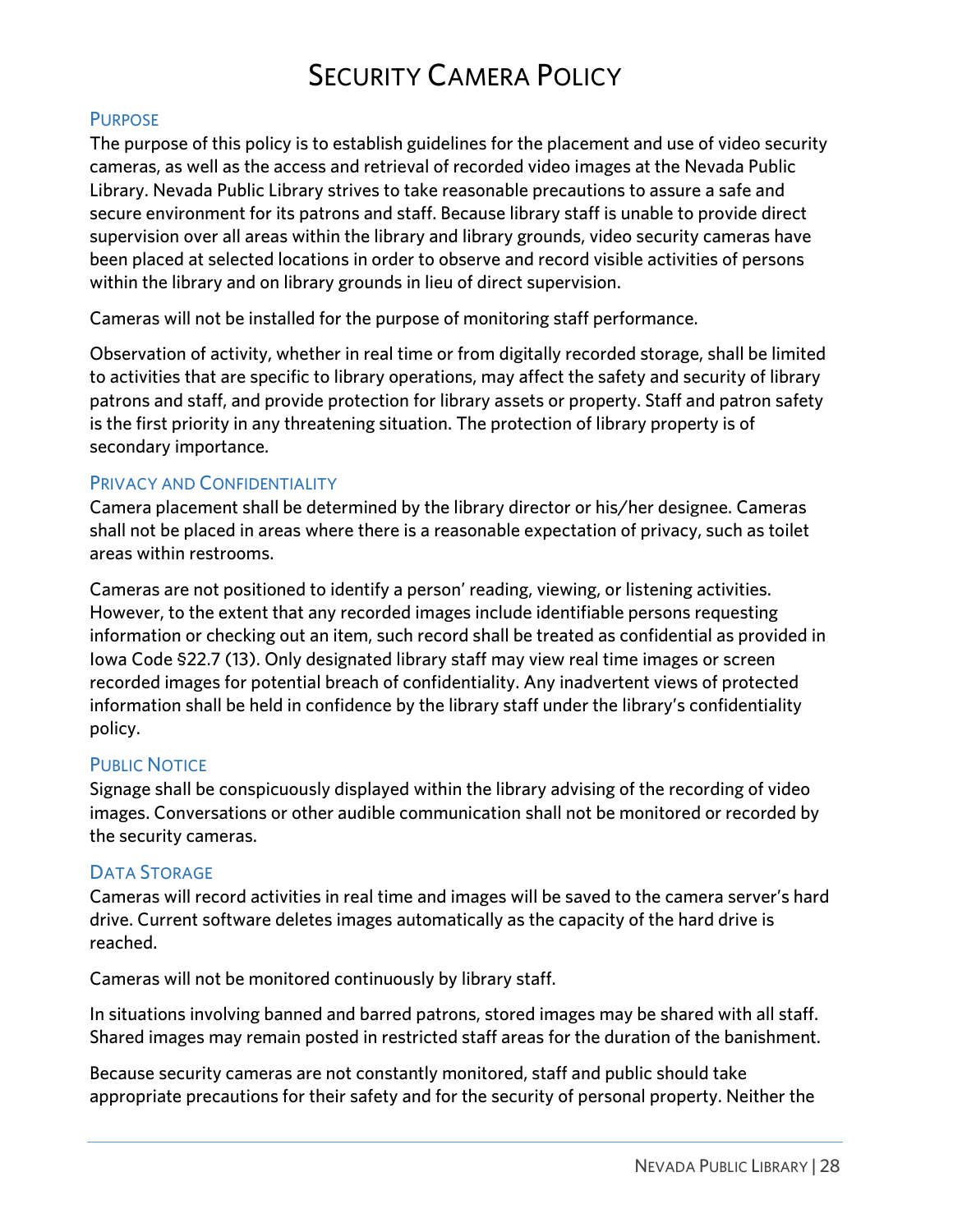# Security Camera Policy

## Purpose

The purpose of this policy is to establish guidelines for the placement and use of video security cameras, as well as the access and retrieval of recorded video images at the Nevada Public Library. Nevada Public Library strives to take reasonable precautions to assure a safe and secure environment for its patrons and staff. Because library staff is unable to provide direct supervision over all areas within the library and library grounds, video security cameras have been placed at selected locations in order to observe and record visible activities of persons within the library and on library grounds in lieu of direct supervision.

Cameras will not be installed for the purpose of monitoring staff performance.

Observation of activity, whether in real time or from digitally recorded storage, shall be limited to activities that are specific to library operations, may affect the safety and security of library patrons and staff, and provide protection for library assets or property. Staff and patron safety is the first priority in any threatening situation. The protection of library property is of secondary importance.

## Privacy and Confidentiality

Camera placement shall be determined by the library director or his/her designee. Cameras shall not be placed in areas where there is a reasonable expectation of privacy, such as toilet areas within restrooms.

Cameras are not positioned to identify a person' reading, viewing, or listening activities. However, to the extent that any recorded images include identifiable persons requesting information or checking out an item, such record shall be treated as confidential as provided in Iowa Code §22.7 (13). Only designated library staff may view real time images or screen recorded images for potential breach of confidentiality. Any inadvertent views of protected information shall be held in confidence by the library staff under the library's confidentiality policy.

## Public Notice

Signage shall be conspicuously displayed within the library advising of the recording of video images. Conversations or other audible communication shall not be monitored or recorded by the security cameras.

## Data Storage

Cameras will record activities in real time and images will be saved to the camera server's hard drive. Current software deletes images automatically as the capacity of the hard drive is reached.

Cameras will not be monitored continuously by library staff.

In situations involving banned and barred patrons, stored images may be shared with all staff. Shared images may remain posted in restricted staff areas for the duration of the banishment.

Because security cameras are not constantly monitored, staff and public should take appropriate precautions for their safety and for the security of personal property. Neither the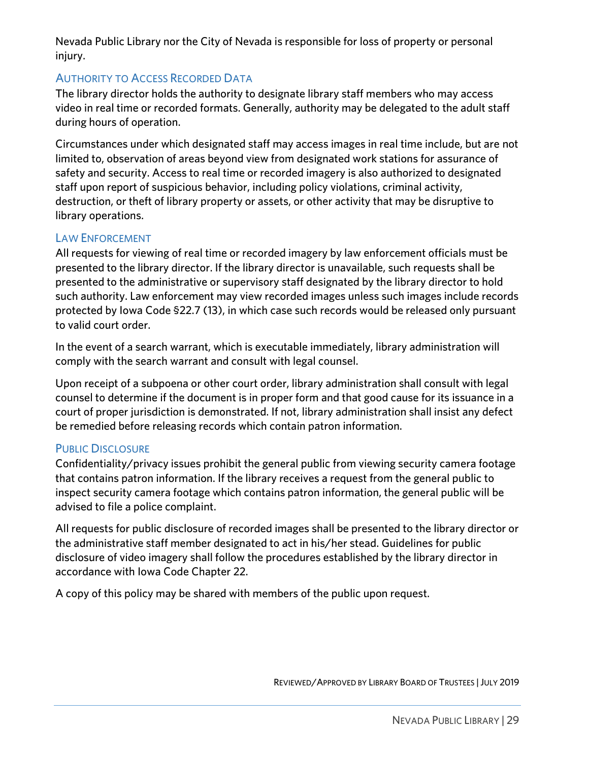Nevada Public Library nor the City of Nevada is responsible for loss of property or personal injury.

### Authority to Access Recorded Data

The library director holds the authority to designate library staff members who may access video in real time or recorded formats. Generally, authority may be delegated to the adult staff during hours of operation.

Circumstances under which designated staff may access images in real time include, but are not limited to, observation of areas beyond view from designated work stations for assurance of safety and security. Access to real time or recorded imagery is also authorized to designated staff upon report of suspicious behavior, including policy violations, criminal activity, destruction, or theft of library property or assets, or other activity that may be disruptive to library operations.

### Law Enforcement

All requests for viewing of real time or recorded imagery by law enforcement officials must be presented to the library director. If the library director is unavailable, such requests shall be presented to the administrative or supervisory staff designated by the library director to hold such authority. Law enforcement may view recorded images unless such images include records protected by Iowa Code §22.7 (13), in which case such records would be released only pursuant to valid court order.

In the event of a search warrant, which is executable immediately, library administration will comply with the search warrant and consult with legal counsel.

Upon receipt of a subpoena or other court order, library administration shall consult with legal counsel to determine if the document is in proper form and that good cause for its issuance in a court of proper jurisdiction is demonstrated. If not, library administration shall insist any defect be remedied before releasing records which contain patron information.

### Public Disclosure

Confidentiality/privacy issues prohibit the general public from viewing security camera footage that contains patron information. If the library receives a request from the general public to inspect security camera footage which contains patron information, the general public will be advised to file a police complaint.

All requests for public disclosure of recorded images shall be presented to the library director or the administrative staff member designated to act in his/her stead. Guidelines for public disclosure of video imagery shall follow the procedures established by the library director in accordance with Iowa Code Chapter 22.

A copy of this policy may be shared with members of the public upon request.

Reviewed/Approved by Library Board of Trustees | July 2019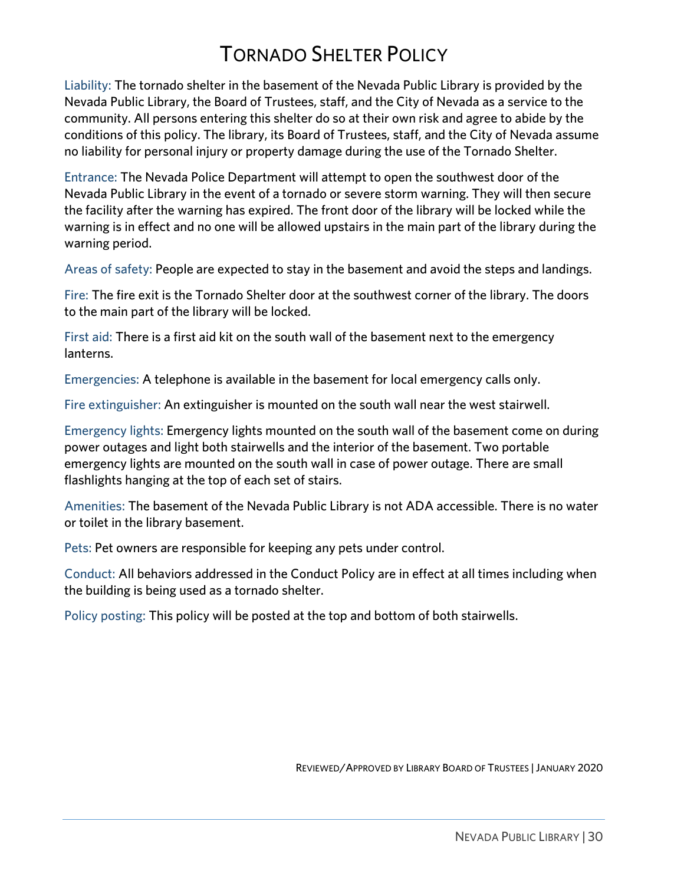# Tornado Shelter Policy

Liability: The tornado shelter in the basement of the Nevada Public Library is provided by the Nevada Public Library, the Board of Trustees, staff, and the City of Nevada as a service to the community. All persons entering this shelter do so at their own risk and agree to abide by the conditions of this policy. The library, its Board of Trustees, staff, and the City of Nevada assume no liability for personal injury or property damage during the use of the Tornado Shelter.

Entrance: The Nevada Police Department will attempt to open the southwest door of the Nevada Public Library in the event of a tornado or severe storm warning. They will then secure the facility after the warning has expired. The front door of the library will be locked while the warning is in effect and no one will be allowed upstairs in the main part of the library during the warning period.

Areas of safety: People are expected to stay in the basement and avoid the steps and landings.

Fire: The fire exit is the Tornado Shelter door at the southwest corner of the library. The doors to the main part of the library will be locked.

First aid: There is a first aid kit on the south wall of the basement next to the emergency lanterns.

Emergencies: A telephone is available in the basement for local emergency calls only.

Fire extinguisher: An extinguisher is mounted on the south wall near the west stairwell.

Emergency lights: Emergency lights mounted on the south wall of the basement come on during power outages and light both stairwells and the interior of the basement. Two portable emergency lights are mounted on the south wall in case of power outage. There are small flashlights hanging at the top of each set of stairs.

Amenities: The basement of the Nevada Public Library is not ADA accessible. There is no water or toilet in the library basement.

Pets: Pet owners are responsible for keeping any pets under control.

Conduct: All behaviors addressed in the Conduct Policy are in effect at all times including when the building is being used as a tornado shelter.

Policy posting: This policy will be posted at the top and bottom of both stairwells.

Reviewed/Approved by Library Board of Trustees | January 2020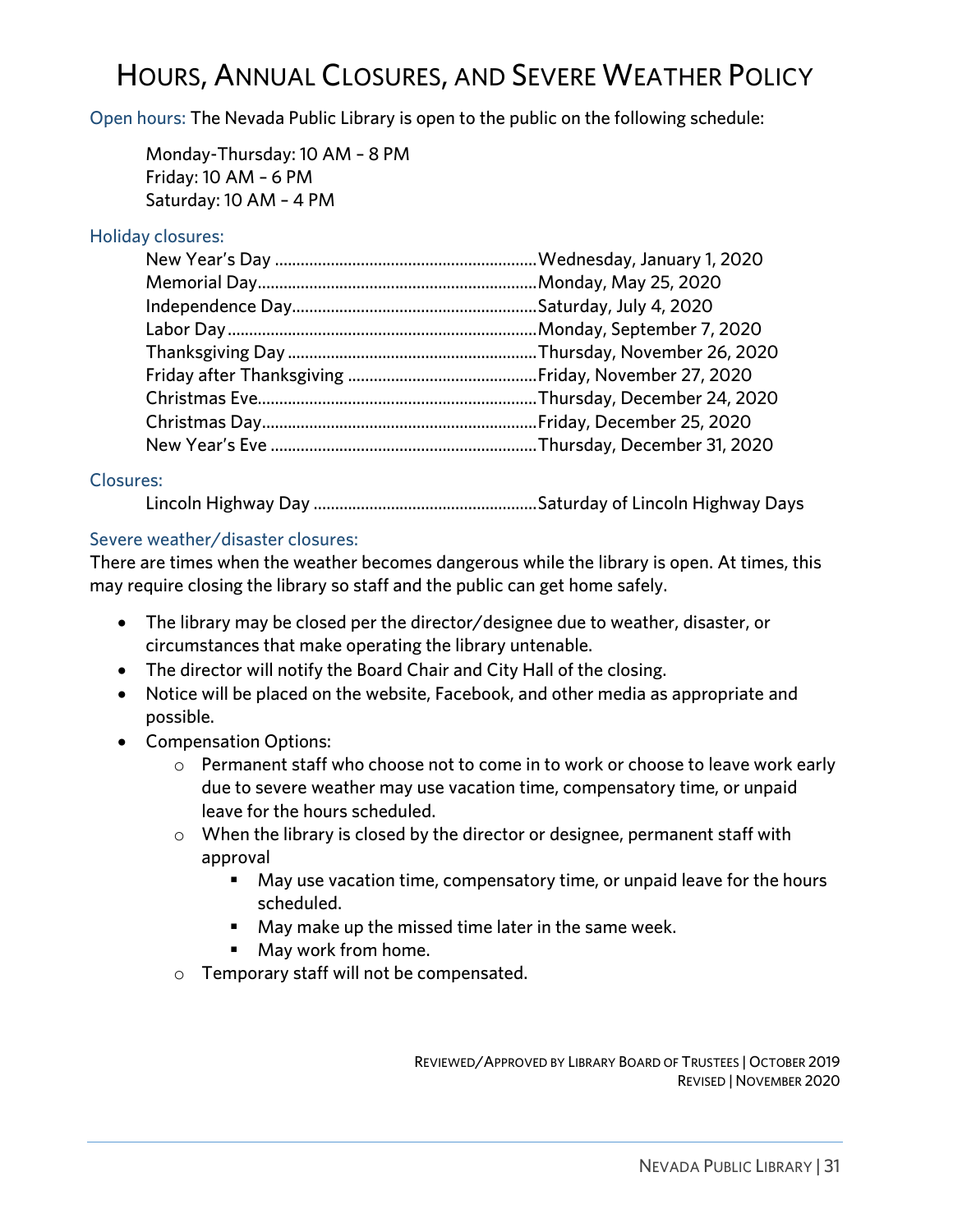# Hours, Annual Closures, and Severe Weather Policy

Open hours: The Nevada Public Library is open to the public on the following schedule:

Monday-Thursday: 10 AM – 8 PM
Friday: 10 AM – 6 PM
Saturday: 10 AM – 4 PM

### Holiday closures:

| Holiday | Date |
|---|---|
| New Year's Day | Wednesday, January 1, 2020 |
| Memorial Day | Monday, May 25, 2020 |
| Independence Day | Saturday, July 4, 2020 |
| Labor Day | Monday, September 7, 2020 |
| Thanksgiving Day | Thursday, November 26, 2020 |
| Friday after Thanksgiving | Friday, November 27, 2020 |
| Christmas Eve | Thursday, December 24, 2020 |
| Christmas Day | Friday, December 25, 2020 |
| New Year's Eve | Thursday, December 31, 2020 |

### Closures:

| Closure | Date |
|---|---|
| Lincoln Highway Day | Saturday of Lincoln Highway Days |

### Severe weather/disaster closures:

There are times when the weather becomes dangerous while the library is open. At times, this may require closing the library so staff and the public can get home safely.

- The library may be closed per the director/designee due to weather, disaster, or circumstances that make operating the library untenable.
- The director will notify the Board Chair and City Hall of the closing.
- Notice will be placed on the website, Facebook, and other media as appropriate and possible.
- Compensation Options:
  - Permanent staff who choose not to come in to work or choose to leave work early due to severe weather may use vacation time, compensatory time, or unpaid leave for the hours scheduled.
  - When the library is closed by the director or designee, permanent staff with approval
    - May use vacation time, compensatory time, or unpaid leave for the hours scheduled.
    - May make up the missed time later in the same week.
    - May work from home.
  - Temporary staff will not be compensated.

Reviewed/Approved by Library Board of Trustees | October 2019
Revised | November 2020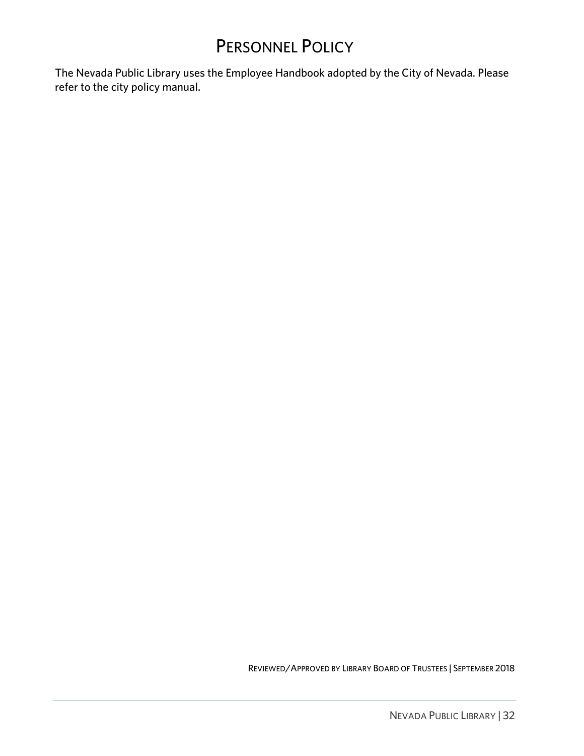# PERSONNEL POLICY

The Nevada Public Library uses the Employee Handbook adopted by the City of Nevada. Please refer to the city policy manual.

REVIEWED/APPROVED BY LIBRARY BOARD OF TRUSTEES | SEPTEMBER 2018